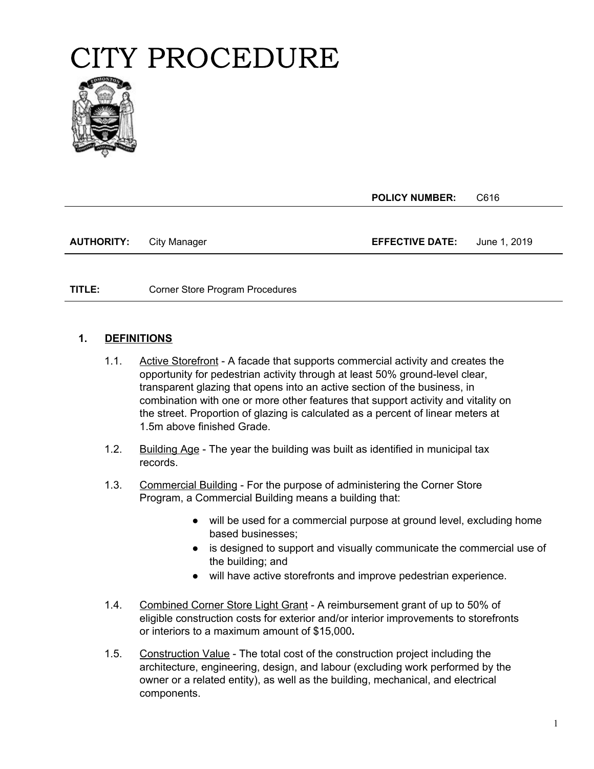# CITY PROCEDURE

| | | **POLICY NUMBER:** | C616 |
|---|---|---|---|
| **AUTHORITY:** | City Manager | **EFFECTIVE DATE:** | June 1, 2019 |
| **TITLE:** | Corner Store Program Procedures | | |

## 1. DEFINITIONS

1.1. Active Storefront - A facade that supports commercial activity and creates the opportunity for pedestrian activity through at least 50% ground-level clear, transparent glazing that opens into an active section of the business, in combination with one or more other features that support activity and vitality on the street. Proportion of glazing is calculated as a percent of linear meters at 1.5m above finished Grade.

1.2. Building Age - The year the building was built as identified in municipal tax records.

1.3. Commercial Building - For the purpose of administering the Corner Store Program, a Commercial Building means a building that:

- will be used for a commercial purpose at ground level, excluding home based businesses;
- is designed to support and visually communicate the commercial use of the building; and
- will have active storefronts and improve pedestrian experience.

1.4. Combined Corner Store Light Grant - A reimbursement grant of up to 50% of eligible construction costs for exterior and/or interior improvements to storefronts or interiors to a maximum amount of $15,000**.**

1.5. Construction Value - The total cost of the construction project including the architecture, engineering, design, and labour (excluding work performed by the owner or a related entity), as well as the building, mechanical, and electrical components.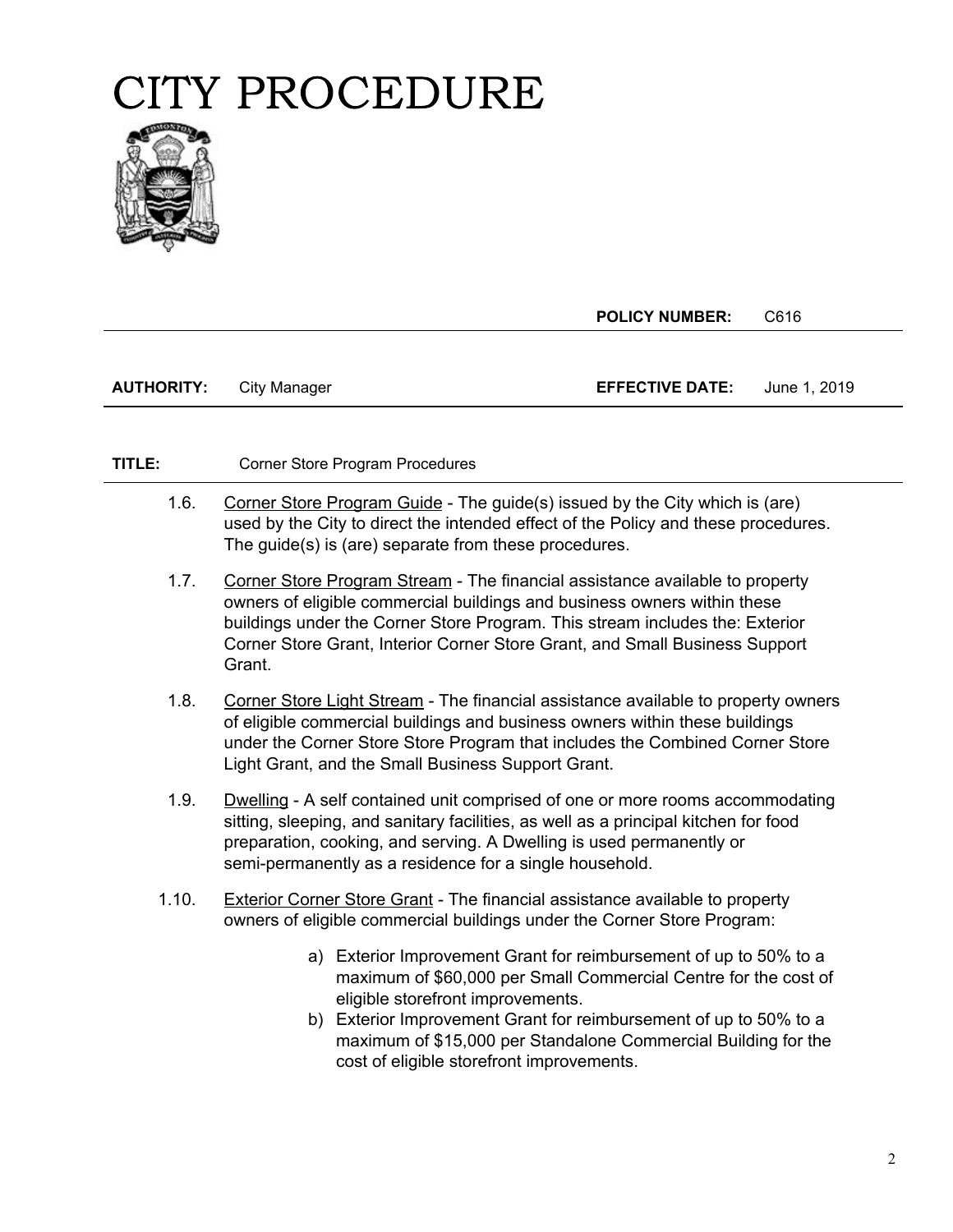# CITY PROCEDURE

| | | **POLICY NUMBER:** | C616 |
|---|---|---|---|
| **AUTHORITY:** | City Manager | **EFFECTIVE DATE:** | June 1, 2019 |

**TITLE:** Corner Store Program Procedures

1.6. Corner Store Program Guide - The guide(s) issued by the City which is (are) used by the City to direct the intended effect of the Policy and these procedures. The guide(s) is (are) separate from these procedures.

1.7. Corner Store Program Stream - The financial assistance available to property owners of eligible commercial buildings and business owners within these buildings under the Corner Store Program. This stream includes the: Exterior Corner Store Grant, Interior Corner Store Grant, and Small Business Support Grant.

1.8. Corner Store Light Stream - The financial assistance available to property owners of eligible commercial buildings and business owners within these buildings under the Corner Store Store Program that includes the Combined Corner Store Light Grant, and the Small Business Support Grant.

1.9. Dwelling - A self contained unit comprised of one or more rooms accommodating sitting, sleeping, and sanitary facilities, as well as a principal kitchen for food preparation, cooking, and serving. A Dwelling is used permanently or semi-permanently as a residence for a single household.

1.10. Exterior Corner Store Grant - The financial assistance available to property owners of eligible commercial buildings under the Corner Store Program:

a) Exterior Improvement Grant for reimbursement of up to 50% to a maximum of $60,000 per Small Commercial Centre for the cost of eligible storefront improvements.

b) Exterior Improvement Grant for reimbursement of up to 50% to a maximum of $15,000 per Standalone Commercial Building for the cost of eligible storefront improvements.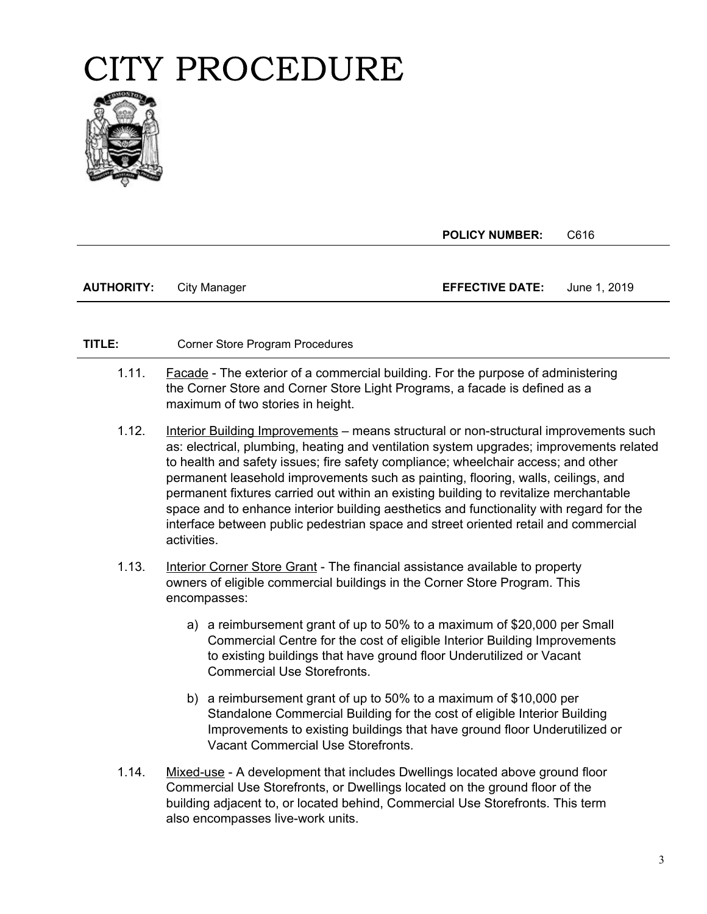# CITY PROCEDURE

| | | | |
|---|---|---|---|
| | | **POLICY NUMBER:** | C616 |
| **AUTHORITY:** | City Manager | **EFFECTIVE DATE:** | June 1, 2019 |

**TITLE:** Corner Store Program Procedures

1.11. Facade - The exterior of a commercial building. For the purpose of administering the Corner Store and Corner Store Light Programs, a facade is defined as a maximum of two stories in height.

1.12. Interior Building Improvements – means structural or non-structural improvements such as: electrical, plumbing, heating and ventilation system upgrades; improvements related to health and safety issues; fire safety compliance; wheelchair access; and other permanent leasehold improvements such as painting, flooring, walls, ceilings, and permanent fixtures carried out within an existing building to revitalize merchantable space and to enhance interior building aesthetics and functionality with regard for the interface between public pedestrian space and street oriented retail and commercial activities.

1.13. Interior Corner Store Grant - The financial assistance available to property owners of eligible commercial buildings in the Corner Store Program. This encompasses:

a) a reimbursement grant of up to 50% to a maximum of $20,000 per Small Commercial Centre for the cost of eligible Interior Building Improvements to existing buildings that have ground floor Underutilized or Vacant Commercial Use Storefronts.

b) a reimbursement grant of up to 50% to a maximum of $10,000 per Standalone Commercial Building for the cost of eligible Interior Building Improvements to existing buildings that have ground floor Underutilized or Vacant Commercial Use Storefronts.

1.14. Mixed-use - A development that includes Dwellings located above ground floor Commercial Use Storefronts, or Dwellings located on the ground floor of the building adjacent to, or located behind, Commercial Use Storefronts. This term also encompasses live-work units.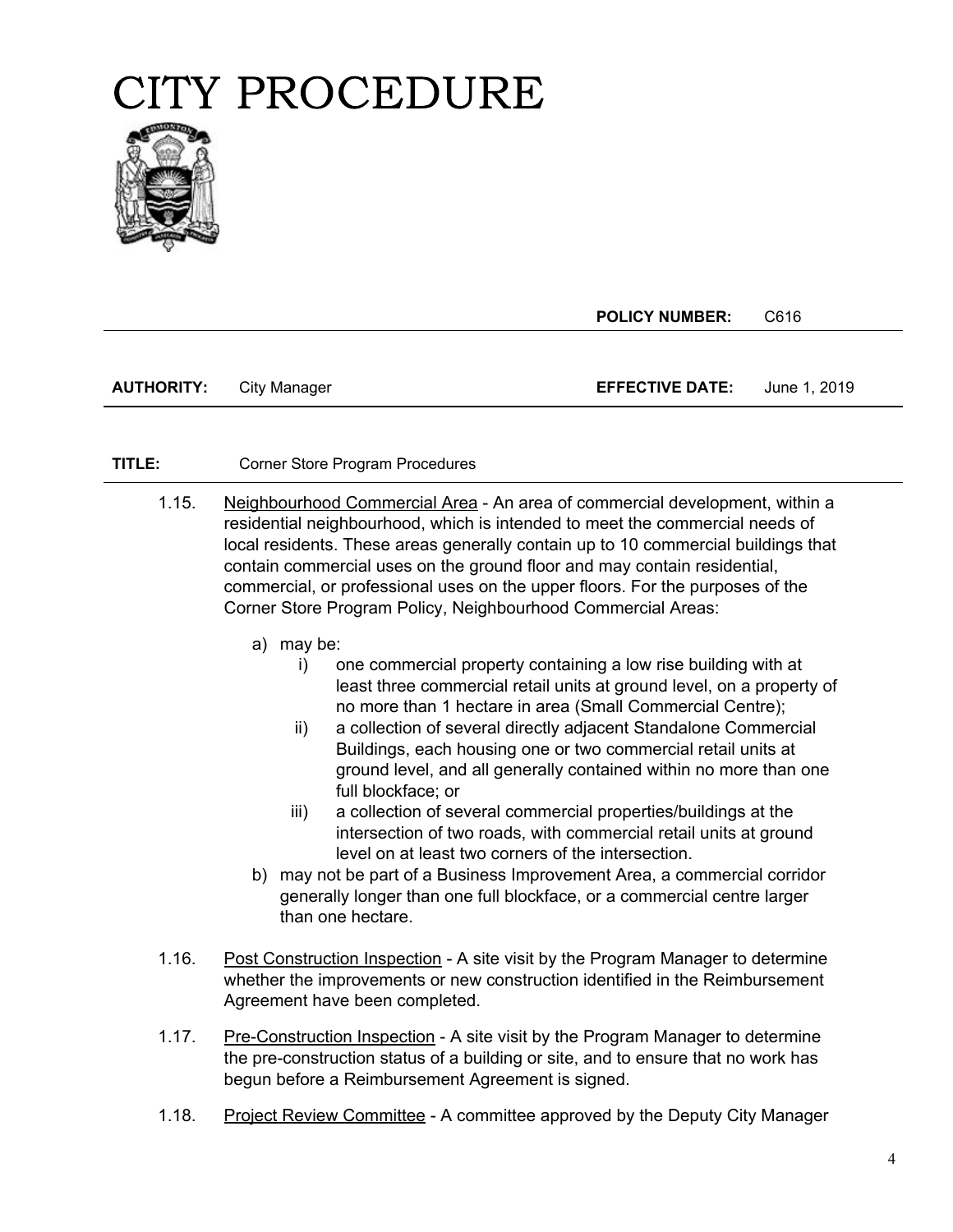# CITY PROCEDURE

| | | | |
|---|---|---|---|
| | | **POLICY NUMBER:** | C616 |
| **AUTHORITY:** | City Manager | **EFFECTIVE DATE:** | June 1, 2019 |

**TITLE:** Corner Store Program Procedures

1.15. Neighbourhood Commercial Area - An area of commercial development, within a residential neighbourhood, which is intended to meet the commercial needs of local residents. These areas generally contain up to 10 commercial buildings that contain commercial uses on the ground floor and may contain residential, commercial, or professional uses on the upper floors. For the purposes of the Corner Store Program Policy, Neighbourhood Commercial Areas:

   a) may be:
      i) one commercial property containing a low rise building with at least three commercial retail units at ground level, on a property of no more than 1 hectare in area (Small Commercial Centre);
      ii) a collection of several directly adjacent Standalone Commercial Buildings, each housing one or two commercial retail units at ground level, and all generally contained within no more than one full blockface; or
      iii) a collection of several commercial properties/buildings at the intersection of two roads, with commercial retail units at ground level on at least two corners of the intersection.

   b) may not be part of a Business Improvement Area, a commercial corridor generally longer than one full blockface, or a commercial centre larger than one hectare.

1.16. Post Construction Inspection - A site visit by the Program Manager to determine whether the improvements or new construction identified in the Reimbursement Agreement have been completed.

1.17. Pre-Construction Inspection - A site visit by the Program Manager to determine the pre-construction status of a building or site, and to ensure that no work has begun before a Reimbursement Agreement is signed.

1.18. Project Review Committee - A committee approved by the Deputy City Manager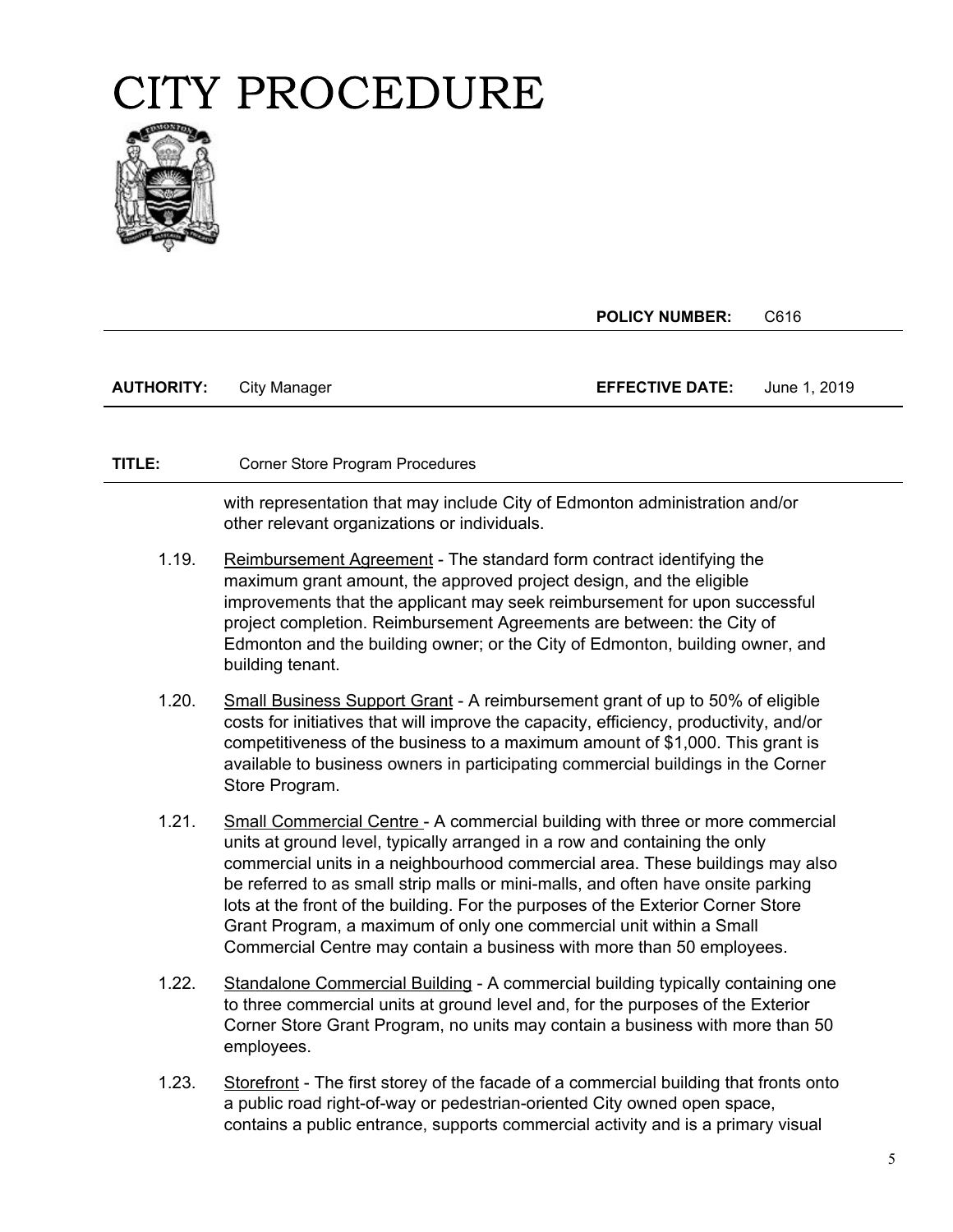with representation that may include City of Edmonton administration and/or other relevant organizations or individuals.

1.19. Reimbursement Agreement - The standard form contract identifying the maximum grant amount, the approved project design, and the eligible improvements that the applicant may seek reimbursement for upon successful project completion. Reimbursement Agreements are between: the City of Edmonton and the building owner; or the City of Edmonton, building owner, and building tenant.

1.20. Small Business Support Grant - A reimbursement grant of up to 50% of eligible costs for initiatives that will improve the capacity, efficiency, productivity, and/or competitiveness of the business to a maximum amount of $1,000. This grant is available to business owners in participating commercial buildings in the Corner Store Program.

1.21. Small Commercial Centre - A commercial building with three or more commercial units at ground level, typically arranged in a row and containing the only commercial units in a neighbourhood commercial area. These buildings may also be referred to as small strip malls or mini-malls, and often have onsite parking lots at the front of the building. For the purposes of the Exterior Corner Store Grant Program, a maximum of only one commercial unit within a Small Commercial Centre may contain a business with more than 50 employees.

1.22. Standalone Commercial Building - A commercial building typically containing one to three commercial units at ground level and, for the purposes of the Exterior Corner Store Grant Program, no units may contain a business with more than 50 employees.

1.23. Storefront - The first storey of the facade of a commercial building that fronts onto a public road right-of-way or pedestrian-oriented City owned open space, contains a public entrance, supports commercial activity and is a primary visual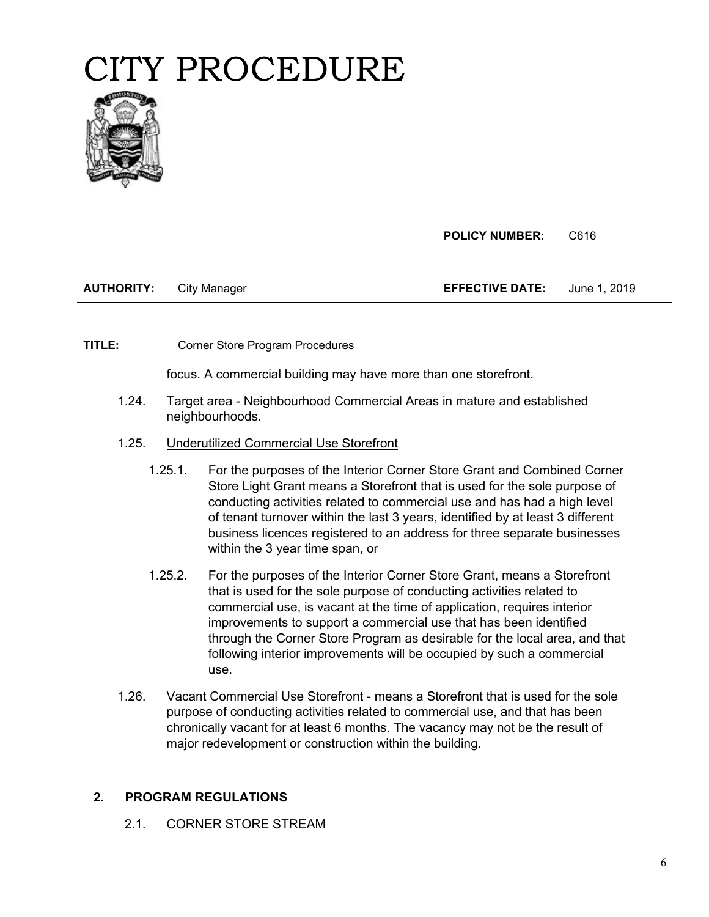focus. A commercial building may have more than one storefront.

1.24. Target area - Neighbourhood Commercial Areas in mature and established neighbourhoods.

1.25. Underutilized Commercial Use Storefront

1.25.1. For the purposes of the Interior Corner Store Grant and Combined Corner Store Light Grant means a Storefront that is used for the sole purpose of conducting activities related to commercial use and has had a high level of tenant turnover within the last 3 years, identified by at least 3 different business licences registered to an address for three separate businesses within the 3 year time span, or

1.25.2. For the purposes of the Interior Corner Store Grant, means a Storefront that is used for the sole purpose of conducting activities related to commercial use, is vacant at the time of application, requires interior improvements to support a commercial use that has been identified through the Corner Store Program as desirable for the local area, and that following interior improvements will be occupied by such a commercial use.

1.26. Vacant Commercial Use Storefront - means a Storefront that is used for the sole purpose of conducting activities related to commercial use, and that has been chronically vacant for at least 6 months. The vacancy may not be the result of major redevelopment or construction within the building.

## 2. PROGRAM REGULATIONS

### 2.1. CORNER STORE STREAM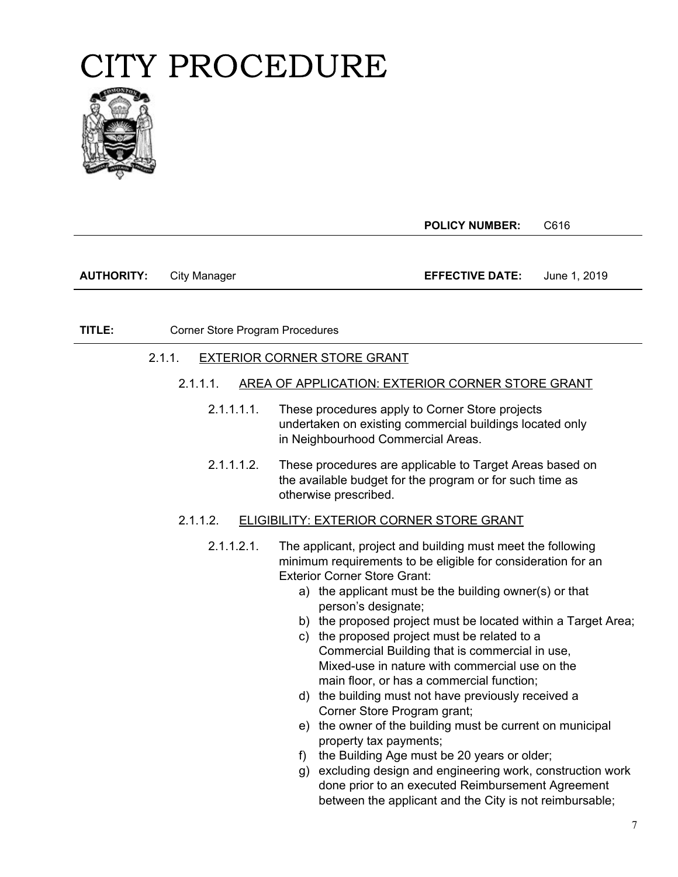# CITY PROCEDURE

| | | | |
|---|---|---|---|
| | | **POLICY NUMBER:** | C616 |
| **AUTHORITY:** | City Manager | **EFFECTIVE DATE:** | June 1, 2019 |

**TITLE:** Corner Store Program Procedures

2.1.1. EXTERIOR CORNER STORE GRANT

2.1.1.1. AREA OF APPLICATION: EXTERIOR CORNER STORE GRANT

2.1.1.1.1. These procedures apply to Corner Store projects undertaken on existing commercial buildings located only in Neighbourhood Commercial Areas.

2.1.1.1.2. These procedures are applicable to Target Areas based on the available budget for the program or for such time as otherwise prescribed.

2.1.1.2. ELIGIBILITY: EXTERIOR CORNER STORE GRANT

2.1.1.2.1. The applicant, project and building must meet the following minimum requirements to be eligible for consideration for an Exterior Corner Store Grant:

a) the applicant must be the building owner(s) or that person's designate;
b) the proposed project must be located within a Target Area;
c) the proposed project must be related to a Commercial Building that is commercial in use, Mixed-use in nature with commercial use on the main floor, or has a commercial function;
d) the building must not have previously received a Corner Store Program grant;
e) the owner of the building must be current on municipal property tax payments;
f) the Building Age must be 20 years or older;
g) excluding design and engineering work, construction work done prior to an executed Reimbursement Agreement between the applicant and the City is not reimbursable;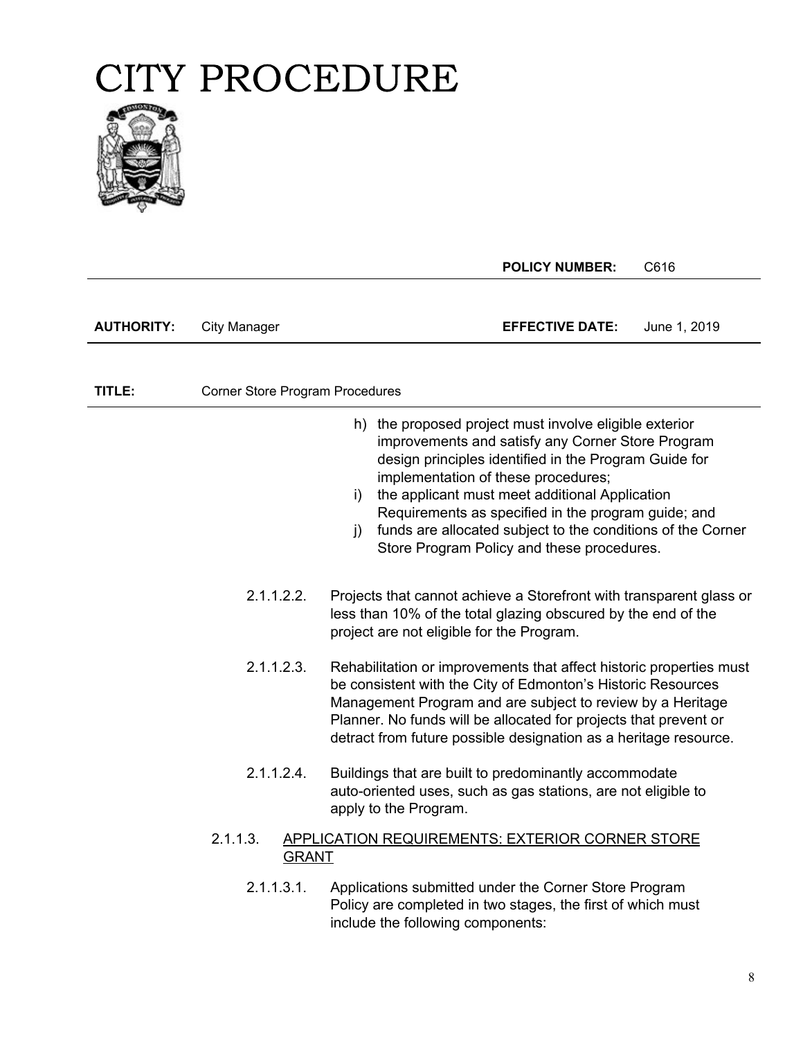h) the proposed project must involve eligible exterior improvements and satisfy any Corner Store Program design principles identified in the Program Guide for implementation of these procedures;

i) the applicant must meet additional Application Requirements as specified in the program guide; and

j) funds are allocated subject to the conditions of the Corner Store Program Policy and these procedures.

2.1.1.2.2. Projects that cannot achieve a Storefront with transparent glass or less than 10% of the total glazing obscured by the end of the project are not eligible for the Program.

2.1.1.2.3. Rehabilitation or improvements that affect historic properties must be consistent with the City of Edmonton's Historic Resources Management Program and are subject to review by a Heritage Planner. No funds will be allocated for projects that prevent or detract from future possible designation as a heritage resource.

2.1.1.2.4. Buildings that are built to predominantly accommodate auto-oriented uses, such as gas stations, are not eligible to apply to the Program.

2.1.1.3. <u>APPLICATION REQUIREMENTS: EXTERIOR CORNER STORE GRANT</u>

2.1.1.3.1. Applications submitted under the Corner Store Program Policy are completed in two stages, the first of which must include the following components: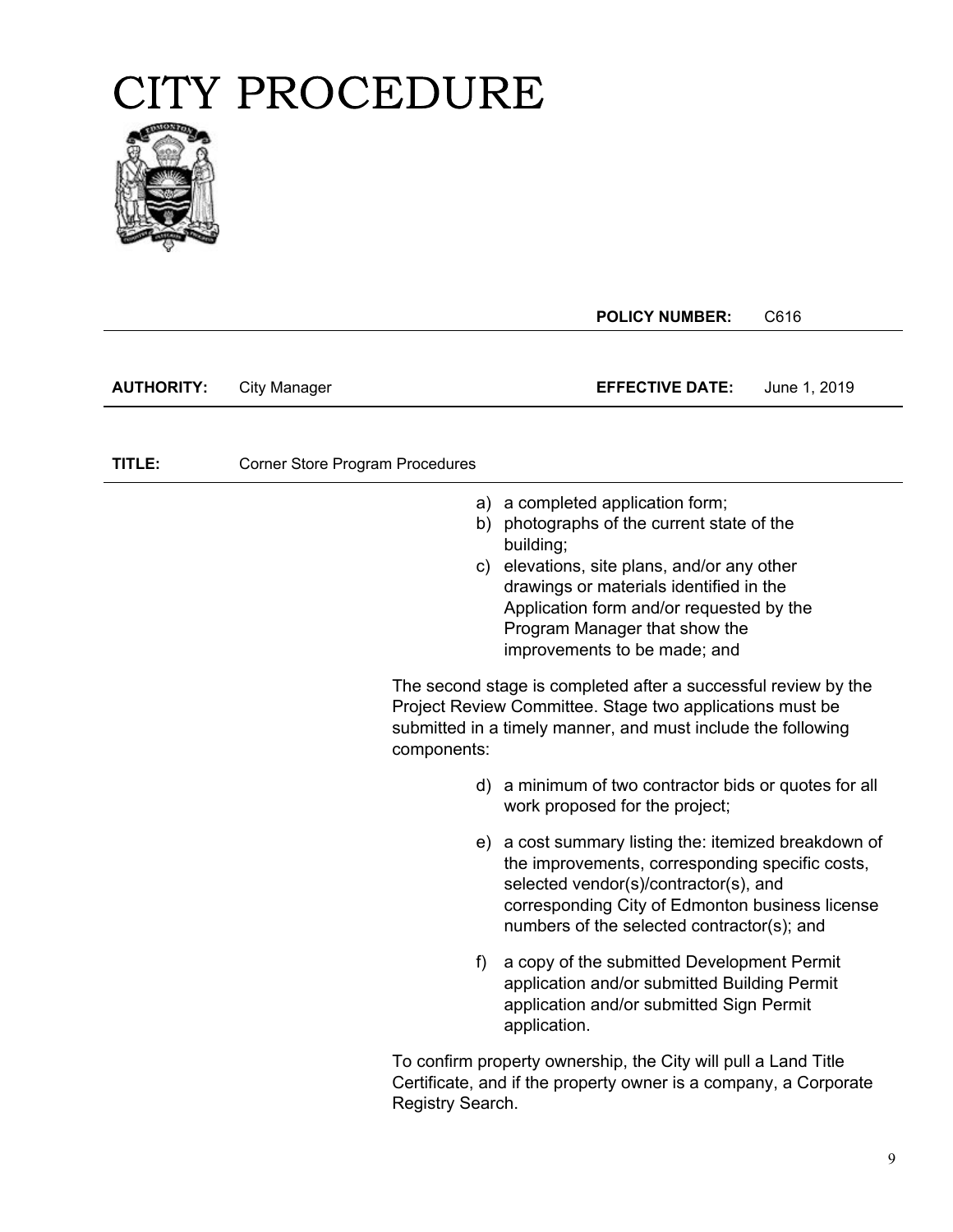# CITY PROCEDURE

| | | **POLICY NUMBER:** | C616 |
|---|---|---|---|
| **AUTHORITY:** | City Manager | **EFFECTIVE DATE:** | June 1, 2019 |

**TITLE:** Corner Store Program Procedures

a) a completed application form;
b) photographs of the current state of the building;
c) elevations, site plans, and/or any other drawings or materials identified in the Application form and/or requested by the Program Manager that show the improvements to be made; and

The second stage is completed after a successful review by the Project Review Committee. Stage two applications must be submitted in a timely manner, and must include the following components:

d) a minimum of two contractor bids or quotes for all work proposed for the project;

e) a cost summary listing the: itemized breakdown of the improvements, corresponding specific costs, selected vendor(s)/contractor(s), and corresponding City of Edmonton business license numbers of the selected contractor(s); and

f) a copy of the submitted Development Permit application and/or submitted Building Permit application and/or submitted Sign Permit application.

To confirm property ownership, the City will pull a Land Title Certificate, and if the property owner is a company, a Corporate Registry Search.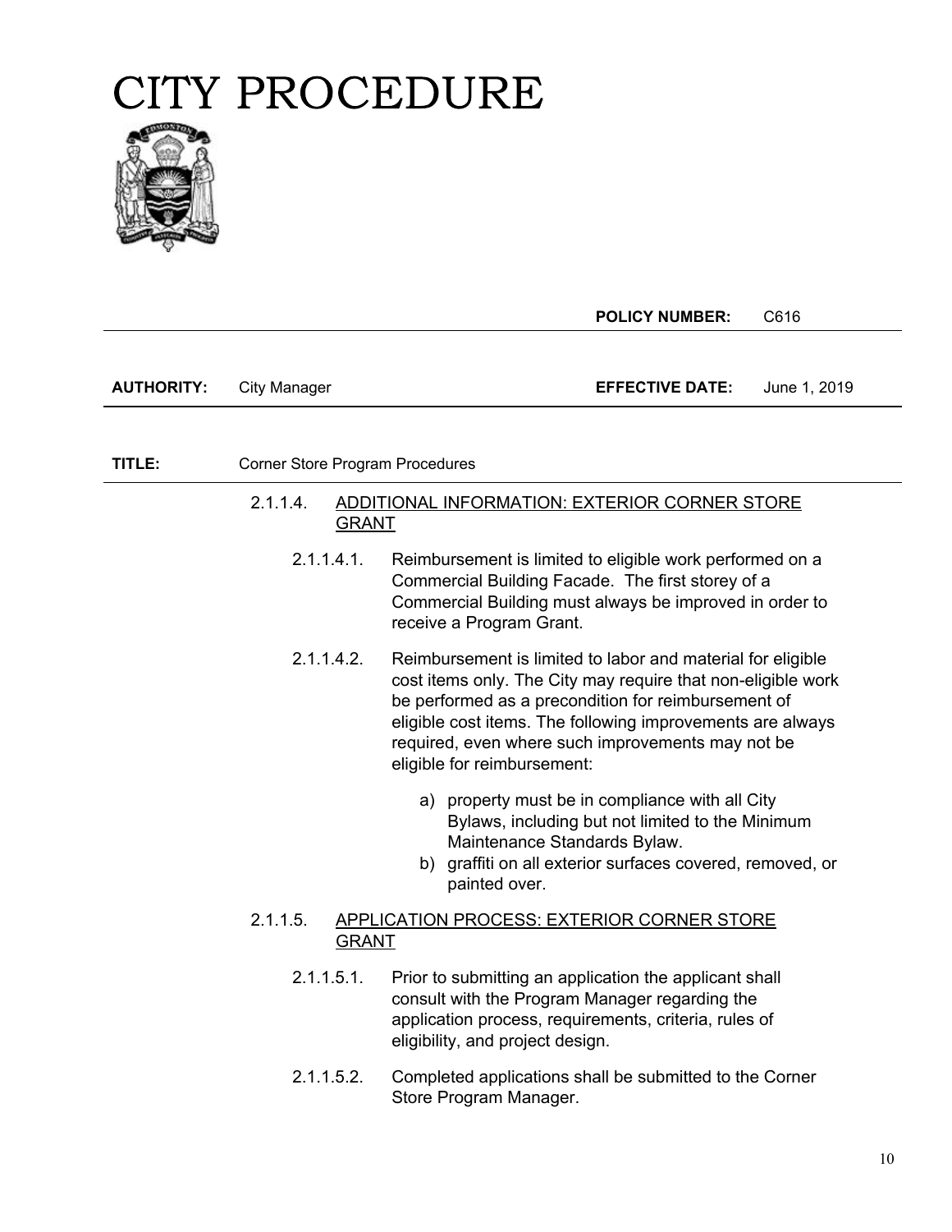# CITY PROCEDURE

| | | | |
|---|---|---|---|
| | | **POLICY NUMBER:** | C616 |
| **AUTHORITY:** | City Manager | **EFFECTIVE DATE:** | June 1, 2019 |
| **TITLE:** | Corner Store Program Procedures | | |

2.1.1.4. ADDITIONAL INFORMATION: EXTERIOR CORNER STORE GRANT

2.1.1.4.1. Reimbursement is limited to eligible work performed on a Commercial Building Facade. The first storey of a Commercial Building must always be improved in order to receive a Program Grant.

2.1.1.4.2. Reimbursement is limited to labor and material for eligible cost items only. The City may require that non-eligible work be performed as a precondition for reimbursement of eligible cost items. The following improvements are always required, even where such improvements may not be eligible for reimbursement:

a) property must be in compliance with all City Bylaws, including but not limited to the Minimum Maintenance Standards Bylaw.
b) graffiti on all exterior surfaces covered, removed, or painted over.

2.1.1.5. APPLICATION PROCESS: EXTERIOR CORNER STORE GRANT

2.1.1.5.1. Prior to submitting an application the applicant shall consult with the Program Manager regarding the application process, requirements, criteria, rules of eligibility, and project design.

2.1.1.5.2. Completed applications shall be submitted to the Corner Store Program Manager.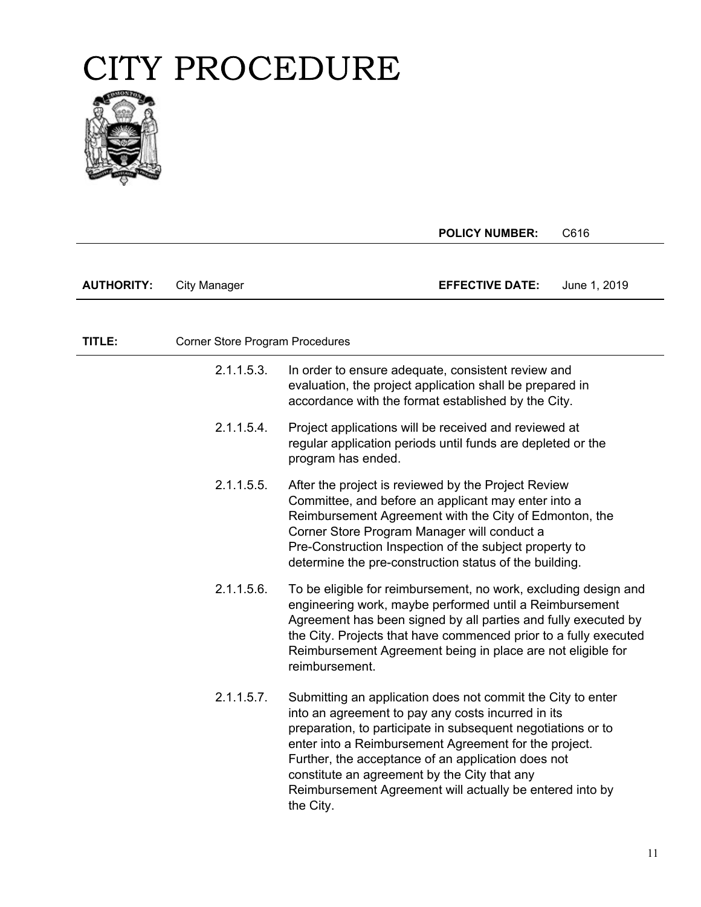# CITY PROCEDURE

| | | **POLICY NUMBER:** | C616 |
|---|---|---|---|
| **AUTHORITY:** | City Manager | **EFFECTIVE DATE:** | June 1, 2019 |

**TITLE:** Corner Store Program Procedures

2.1.1.5.3. In order to ensure adequate, consistent review and evaluation, the project application shall be prepared in accordance with the format established by the City.

2.1.1.5.4. Project applications will be received and reviewed at regular application periods until funds are depleted or the program has ended.

2.1.1.5.5. After the project is reviewed by the Project Review Committee, and before an applicant may enter into a Reimbursement Agreement with the City of Edmonton, the Corner Store Program Manager will conduct a Pre-Construction Inspection of the subject property to determine the pre-construction status of the building.

2.1.1.5.6. To be eligible for reimbursement, no work, excluding design and engineering work, maybe performed until a Reimbursement Agreement has been signed by all parties and fully executed by the City. Projects that have commenced prior to a fully executed Reimbursement Agreement being in place are not eligible for reimbursement.

2.1.1.5.7. Submitting an application does not commit the City to enter into an agreement to pay any costs incurred in its preparation, to participate in subsequent negotiations or to enter into a Reimbursement Agreement for the project. Further, the acceptance of an application does not constitute an agreement by the City that any Reimbursement Agreement will actually be entered into by the City.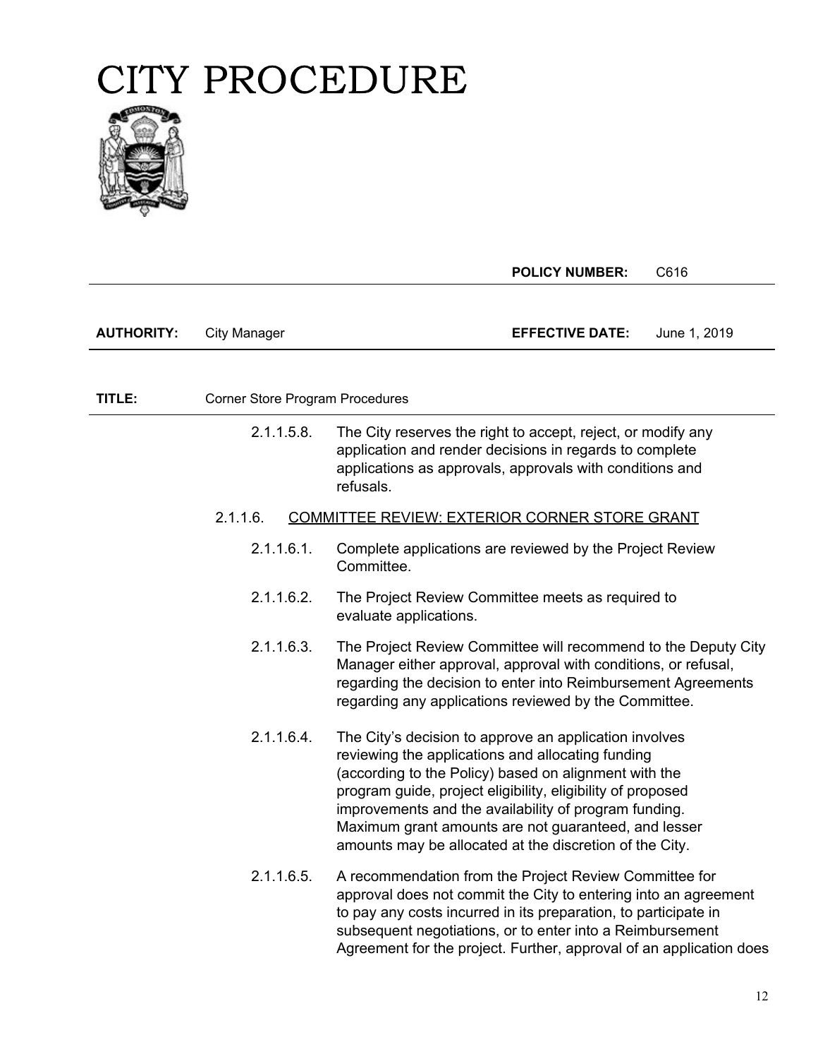# CITY PROCEDURE

**POLICY NUMBER:** C616

**AUTHORITY:** City Manager **EFFECTIVE DATE:** June 1, 2019

**TITLE:** Corner Store Program Procedures

2.1.1.5.8. The City reserves the right to accept, reject, or modify any application and render decisions in regards to complete applications as approvals, approvals with conditions and refusals.

2.1.1.6. <u>COMMITTEE REVIEW: EXTERIOR CORNER STORE GRANT</u>

2.1.1.6.1. Complete applications are reviewed by the Project Review Committee.

2.1.1.6.2. The Project Review Committee meets as required to evaluate applications.

2.1.1.6.3. The Project Review Committee will recommend to the Deputy City Manager either approval, approval with conditions, or refusal, regarding the decision to enter into Reimbursement Agreements regarding any applications reviewed by the Committee.

2.1.1.6.4. The City's decision to approve an application involves reviewing the applications and allocating funding (according to the Policy) based on alignment with the program guide, project eligibility, eligibility of proposed improvements and the availability of program funding. Maximum grant amounts are not guaranteed, and lesser amounts may be allocated at the discretion of the City.

2.1.1.6.5. A recommendation from the Project Review Committee for approval does not commit the City to entering into an agreement to pay any costs incurred in its preparation, to participate in subsequent negotiations, or to enter into a Reimbursement Agreement for the project. Further, approval of an application does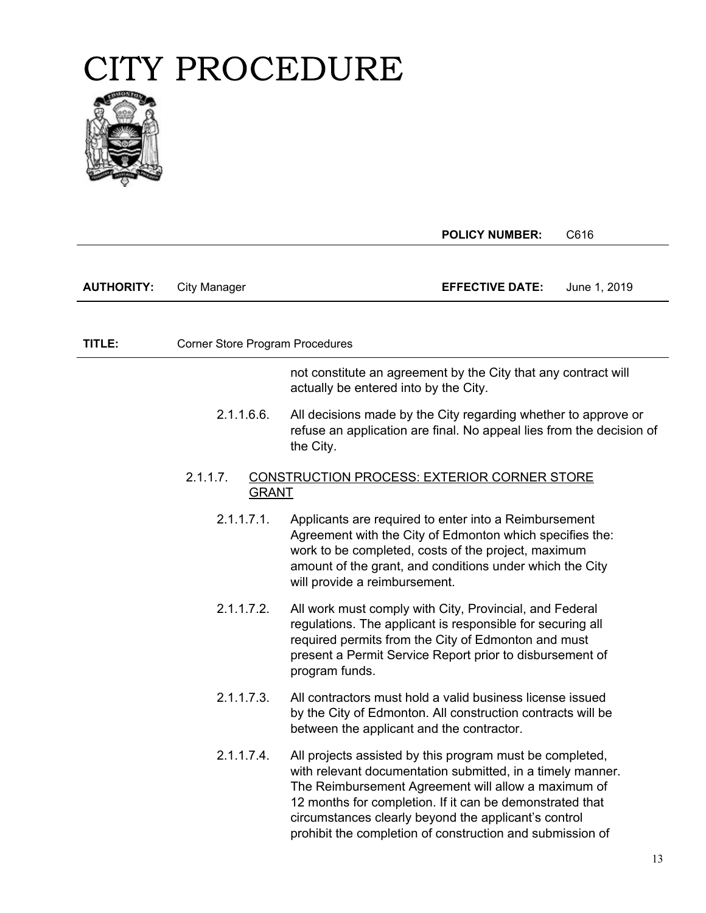not constitute an agreement by the City that any contract will actually be entered into by the City.

2.1.1.6.6. All decisions made by the City regarding whether to approve or refuse an application are final. No appeal lies from the decision of the City.

2.1.1.7. CONSTRUCTION PROCESS: EXTERIOR CORNER STORE GRANT

2.1.1.7.1. Applicants are required to enter into a Reimbursement Agreement with the City of Edmonton which specifies the: work to be completed, costs of the project, maximum amount of the grant, and conditions under which the City will provide a reimbursement.

2.1.1.7.2. All work must comply with City, Provincial, and Federal regulations. The applicant is responsible for securing all required permits from the City of Edmonton and must present a Permit Service Report prior to disbursement of program funds.

2.1.1.7.3. All contractors must hold a valid business license issued by the City of Edmonton. All construction contracts will be between the applicant and the contractor.

2.1.1.7.4. All projects assisted by this program must be completed, with relevant documentation submitted, in a timely manner. The Reimbursement Agreement will allow a maximum of 12 months for completion. If it can be demonstrated that circumstances clearly beyond the applicant's control prohibit the completion of construction and submission of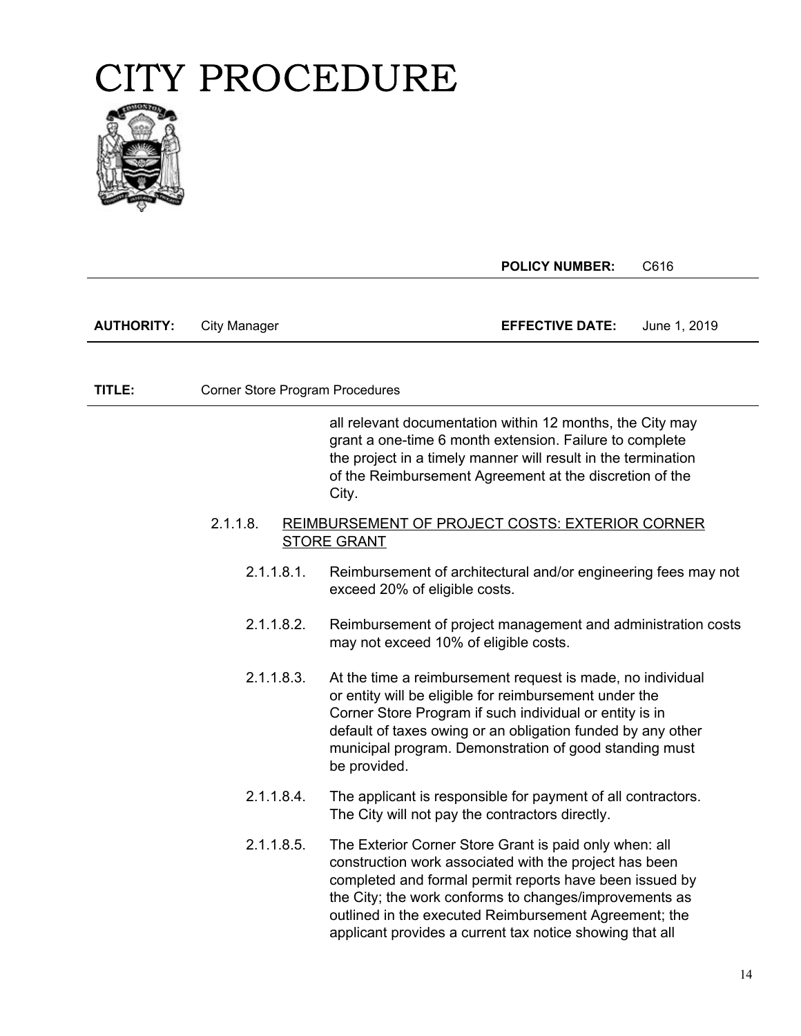all relevant documentation within 12 months, the City may grant a one-time 6 month extension. Failure to complete the project in a timely manner will result in the termination of the Reimbursement Agreement at the discretion of the City.

2.1.1.8. <u>REIMBURSEMENT OF PROJECT COSTS: EXTERIOR CORNER STORE GRANT</u>

2.1.1.8.1. Reimbursement of architectural and/or engineering fees may not exceed 20% of eligible costs.

2.1.1.8.2. Reimbursement of project management and administration costs may not exceed 10% of eligible costs.

2.1.1.8.3. At the time a reimbursement request is made, no individual or entity will be eligible for reimbursement under the Corner Store Program if such individual or entity is in default of taxes owing or an obligation funded by any other municipal program. Demonstration of good standing must be provided.

2.1.1.8.4. The applicant is responsible for payment of all contractors. The City will not pay the contractors directly.

2.1.1.8.5. The Exterior Corner Store Grant is paid only when: all construction work associated with the project has been completed and formal permit reports have been issued by the City; the work conforms to changes/improvements as outlined in the executed Reimbursement Agreement; the applicant provides a current tax notice showing that all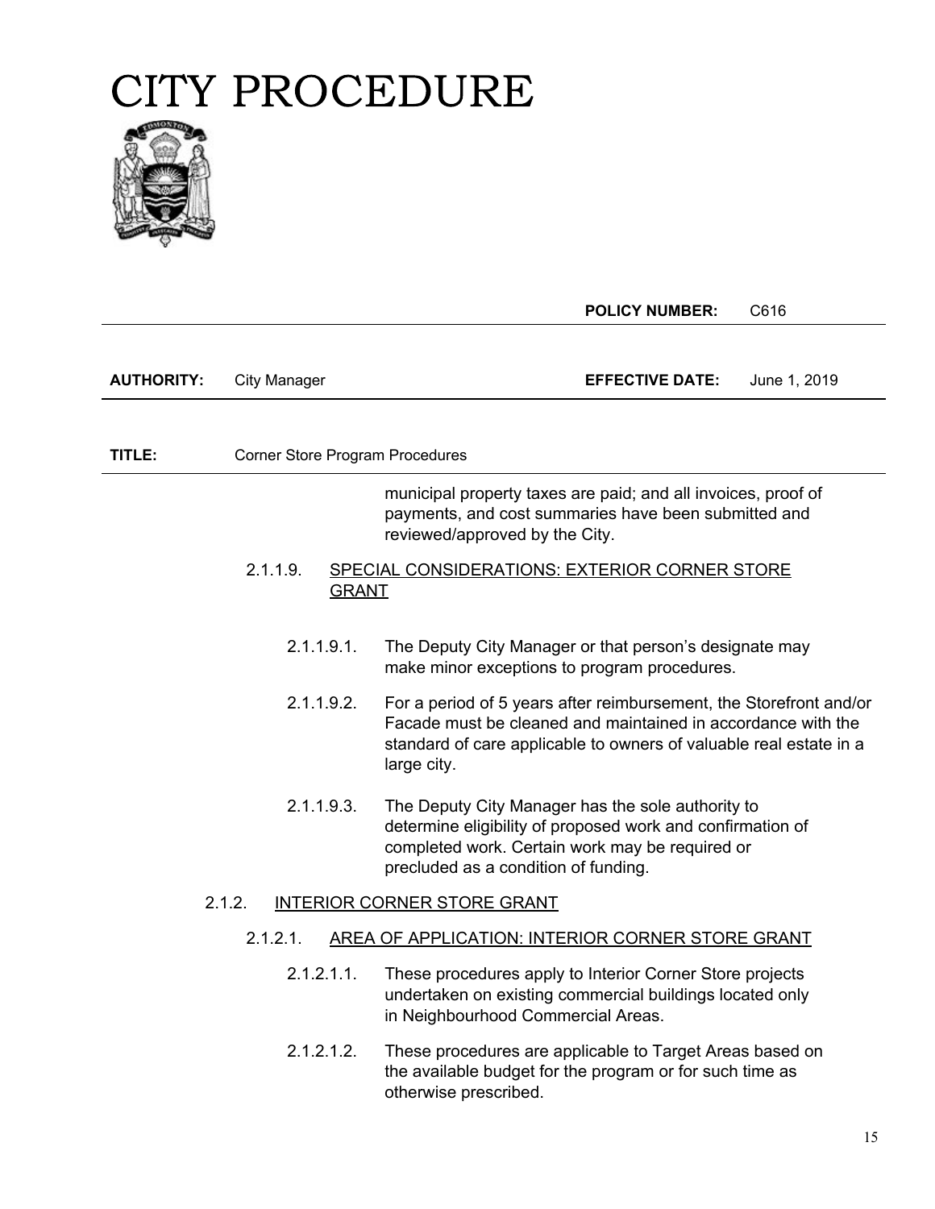# CITY PROCEDURE

**POLICY NUMBER:** C616

**AUTHORITY:** City Manager **EFFECTIVE DATE:** June 1, 2019

**TITLE:** Corner Store Program Procedures

municipal property taxes are paid; and all invoices, proof of payments, and cost summaries have been submitted and reviewed/approved by the City.

2.1.1.9. SPECIAL CONSIDERATIONS: EXTERIOR CORNER STORE GRANT

2.1.1.9.1. The Deputy City Manager or that person's designate may make minor exceptions to program procedures.

2.1.1.9.2. For a period of 5 years after reimbursement, the Storefront and/or Facade must be cleaned and maintained in accordance with the standard of care applicable to owners of valuable real estate in a large city.

2.1.1.9.3. The Deputy City Manager has the sole authority to determine eligibility of proposed work and confirmation of completed work. Certain work may be required or precluded as a condition of funding.

2.1.2. INTERIOR CORNER STORE GRANT

2.1.2.1. AREA OF APPLICATION: INTERIOR CORNER STORE GRANT

2.1.2.1.1. These procedures apply to Interior Corner Store projects undertaken on existing commercial buildings located only in Neighbourhood Commercial Areas.

2.1.2.1.2. These procedures are applicable to Target Areas based on the available budget for the program or for such time as otherwise prescribed.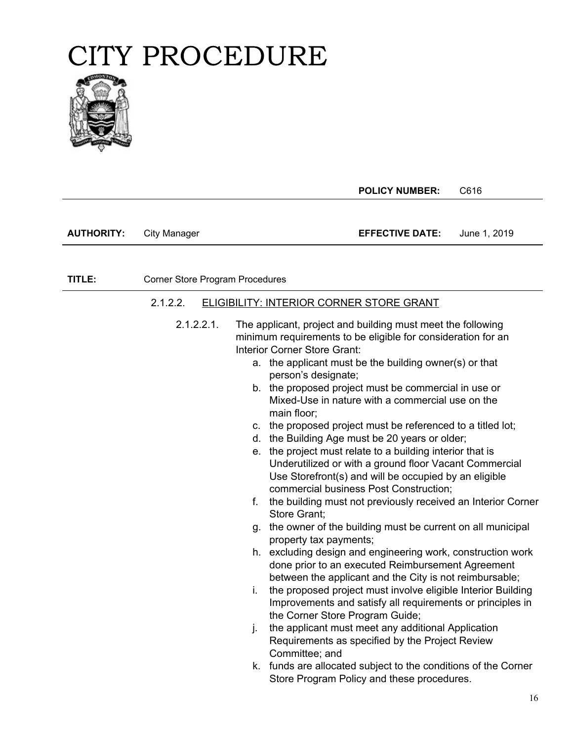# CITY PROCEDURE

| | | **POLICY NUMBER:** | C616 |
|---|---|---|---|
| **AUTHORITY:** | City Manager | **EFFECTIVE DATE:** | June 1, 2019 |

**TITLE:** Corner Store Program Procedures

2.1.2.2. ELIGIBILITY: INTERIOR CORNER STORE GRANT

2.1.2.2.1. The applicant, project and building must meet the following minimum requirements to be eligible for consideration for an Interior Corner Store Grant:

a. the applicant must be the building owner(s) or that person's designate;
b. the proposed project must be commercial in use or Mixed-Use in nature with a commercial use on the main floor;
c. the proposed project must be referenced to a titled lot;
d. the Building Age must be 20 years or older;
e. the project must relate to a building interior that is Underutilized or with a ground floor Vacant Commercial Use Storefront(s) and will be occupied by an eligible commercial business Post Construction;
f. the building must not previously received an Interior Corner Store Grant;
g. the owner of the building must be current on all municipal property tax payments;
h. excluding design and engineering work, construction work done prior to an executed Reimbursement Agreement between the applicant and the City is not reimbursable;
i. the proposed project must involve eligible Interior Building Improvements and satisfy all requirements or principles in the Corner Store Program Guide;
j. the applicant must meet any additional Application Requirements as specified by the Project Review Committee; and
k. funds are allocated subject to the conditions of the Corner Store Program Policy and these procedures.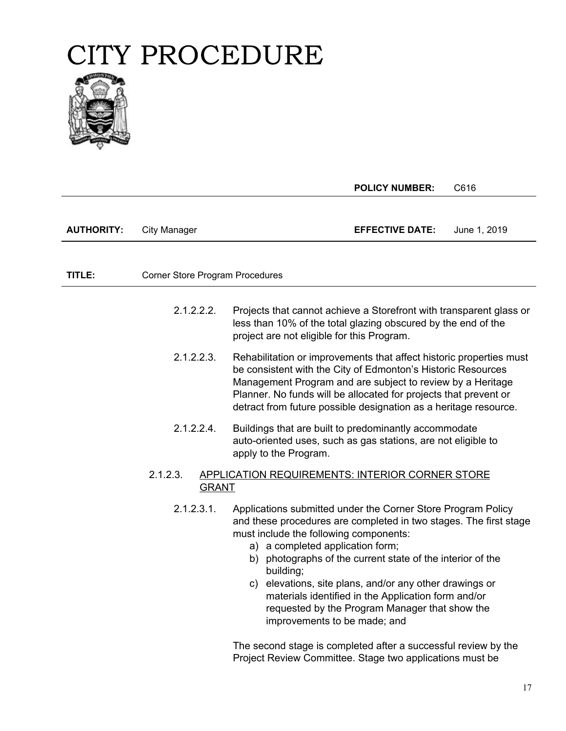# CITY PROCEDURE

**POLICY NUMBER:** C616

**AUTHORITY:** City Manager **EFFECTIVE DATE:** June 1, 2019

**TITLE:** Corner Store Program Procedures

2.1.2.2.2. Projects that cannot achieve a Storefront with transparent glass or less than 10% of the total glazing obscured by the end of the project are not eligible for this Program.

2.1.2.2.3. Rehabilitation or improvements that affect historic properties must be consistent with the City of Edmonton's Historic Resources Management Program and are subject to review by a Heritage Planner. No funds will be allocated for projects that prevent or detract from future possible designation as a heritage resource.

2.1.2.2.4. Buildings that are built to predominantly accommodate auto-oriented uses, such as gas stations, are not eligible to apply to the Program.

2.1.2.3. <u>APPLICATION REQUIREMENTS: INTERIOR CORNER STORE GRANT</u>

2.1.2.3.1. Applications submitted under the Corner Store Program Policy and these procedures are completed in two stages. The first stage must include the following components:

a) a completed application form;
b) photographs of the current state of the interior of the building;
c) elevations, site plans, and/or any other drawings or materials identified in the Application form and/or requested by the Program Manager that show the improvements to be made; and

The second stage is completed after a successful review by the Project Review Committee. Stage two applications must be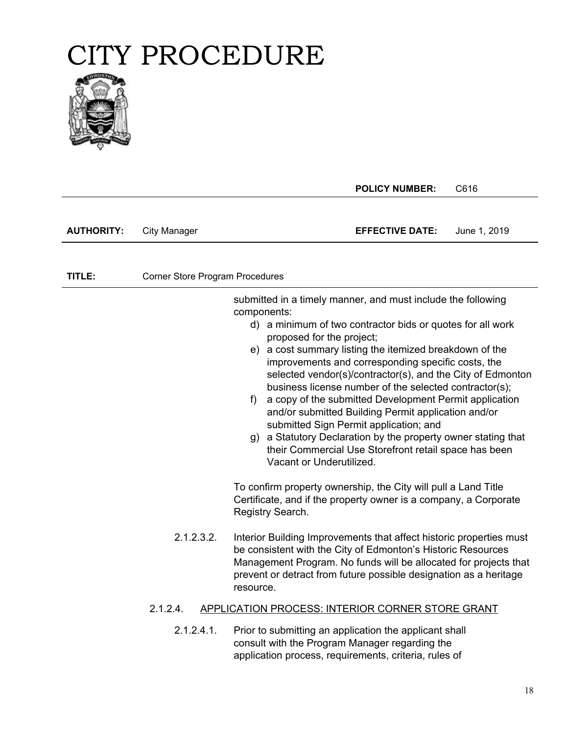submitted in a timely manner, and must include the following components:

d) a minimum of two contractor bids or quotes for all work proposed for the project;

e) a cost summary listing the itemized breakdown of the improvements and corresponding specific costs, the selected vendor(s)/contractor(s), and the City of Edmonton business license number of the selected contractor(s);

f) a copy of the submitted Development Permit application and/or submitted Building Permit application and/or submitted Sign Permit application; and

g) a Statutory Declaration by the property owner stating that their Commercial Use Storefront retail space has been Vacant or Underutilized.

To confirm property ownership, the City will pull a Land Title Certificate, and if the property owner is a company, a Corporate Registry Search.

2.1.2.3.2. Interior Building Improvements that affect historic properties must be consistent with the City of Edmonton's Historic Resources Management Program. No funds will be allocated for projects that prevent or detract from future possible designation as a heritage resource.

2.1.2.4. <u>APPLICATION PROCESS: INTERIOR CORNER STORE GRANT</u>

2.1.2.4.1. Prior to submitting an application the applicant shall consult with the Program Manager regarding the application process, requirements, criteria, rules of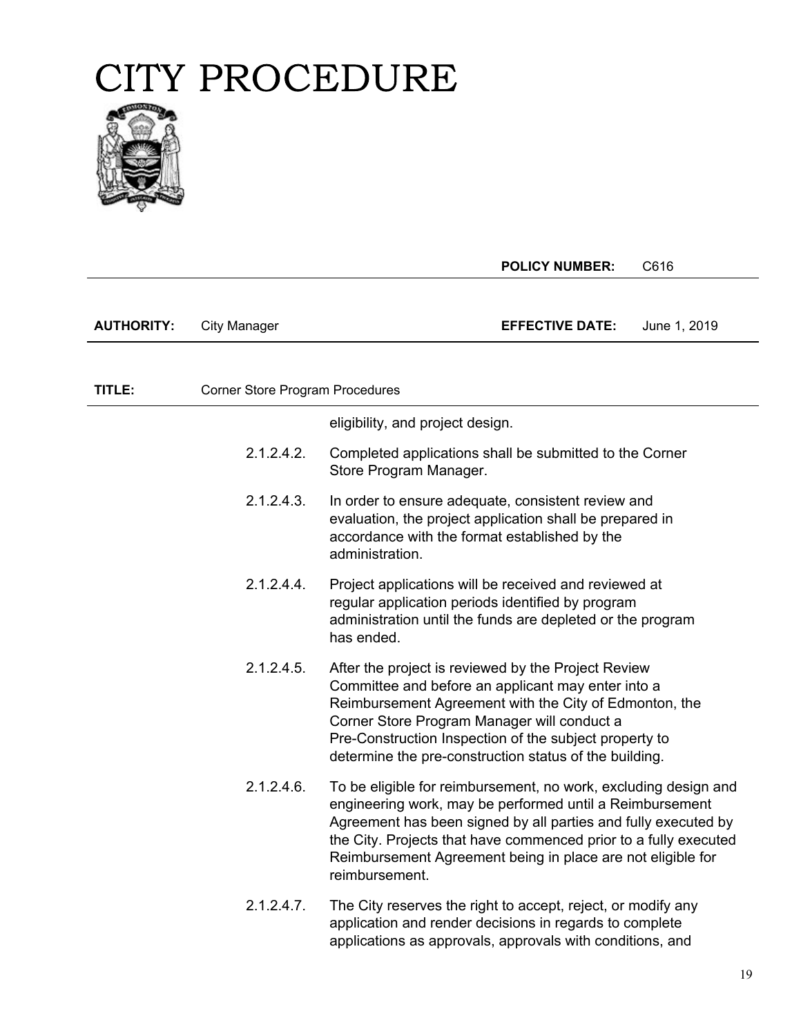eligibility, and project design.

2.1.2.4.2. Completed applications shall be submitted to the Corner Store Program Manager.

2.1.2.4.3. In order to ensure adequate, consistent review and evaluation, the project application shall be prepared in accordance with the format established by the administration.

2.1.2.4.4. Project applications will be received and reviewed at regular application periods identified by program administration until the funds are depleted or the program has ended.

2.1.2.4.5. After the project is reviewed by the Project Review Committee and before an applicant may enter into a Reimbursement Agreement with the City of Edmonton, the Corner Store Program Manager will conduct a Pre-Construction Inspection of the subject property to determine the pre-construction status of the building.

2.1.2.4.6. To be eligible for reimbursement, no work, excluding design and engineering work, may be performed until a Reimbursement Agreement has been signed by all parties and fully executed by the City. Projects that have commenced prior to a fully executed Reimbursement Agreement being in place are not eligible for reimbursement.

2.1.2.4.7. The City reserves the right to accept, reject, or modify any application and render decisions in regards to complete applications as approvals, approvals with conditions, and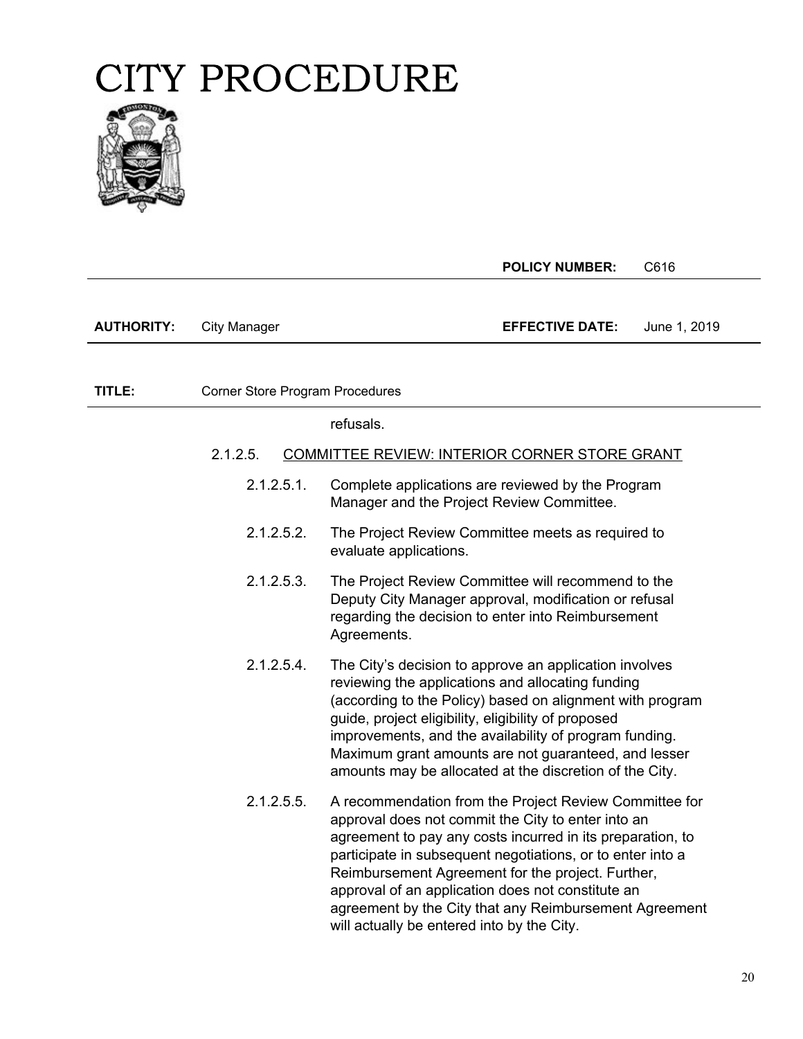refusals.

2.1.2.5. COMMITTEE REVIEW: INTERIOR CORNER STORE GRANT

2.1.2.5.1. Complete applications are reviewed by the Program Manager and the Project Review Committee.

2.1.2.5.2. The Project Review Committee meets as required to evaluate applications.

2.1.2.5.3. The Project Review Committee will recommend to the Deputy City Manager approval, modification or refusal regarding the decision to enter into Reimbursement Agreements.

2.1.2.5.4. The City's decision to approve an application involves reviewing the applications and allocating funding (according to the Policy) based on alignment with program guide, project eligibility, eligibility of proposed improvements, and the availability of program funding. Maximum grant amounts are not guaranteed, and lesser amounts may be allocated at the discretion of the City.

2.1.2.5.5. A recommendation from the Project Review Committee for approval does not commit the City to enter into an agreement to pay any costs incurred in its preparation, to participate in subsequent negotiations, or to enter into a Reimbursement Agreement for the project. Further, approval of an application does not constitute an agreement by the City that any Reimbursement Agreement will actually be entered into by the City.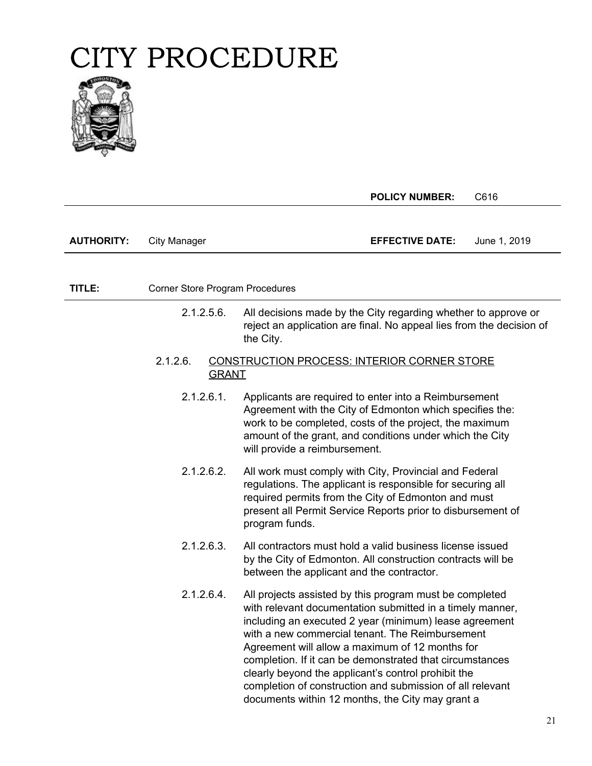2.1.2.5.6. All decisions made by the City regarding whether to approve or reject an application are final. No appeal lies from the decision of the City.

2.1.2.6. <u>CONSTRUCTION PROCESS: INTERIOR CORNER STORE GRANT</u>

2.1.2.6.1. Applicants are required to enter into a Reimbursement Agreement with the City of Edmonton which specifies the: work to be completed, costs of the project, the maximum amount of the grant, and conditions under which the City will provide a reimbursement.

2.1.2.6.2. All work must comply with City, Provincial and Federal regulations. The applicant is responsible for securing all required permits from the City of Edmonton and must present all Permit Service Reports prior to disbursement of program funds.

2.1.2.6.3. All contractors must hold a valid business license issued by the City of Edmonton. All construction contracts will be between the applicant and the contractor.

2.1.2.6.4. All projects assisted by this program must be completed with relevant documentation submitted in a timely manner, including an executed 2 year (minimum) lease agreement with a new commercial tenant. The Reimbursement Agreement will allow a maximum of 12 months for completion. If it can be demonstrated that circumstances clearly beyond the applicant's control prohibit the completion of construction and submission of all relevant documents within 12 months, the City may grant a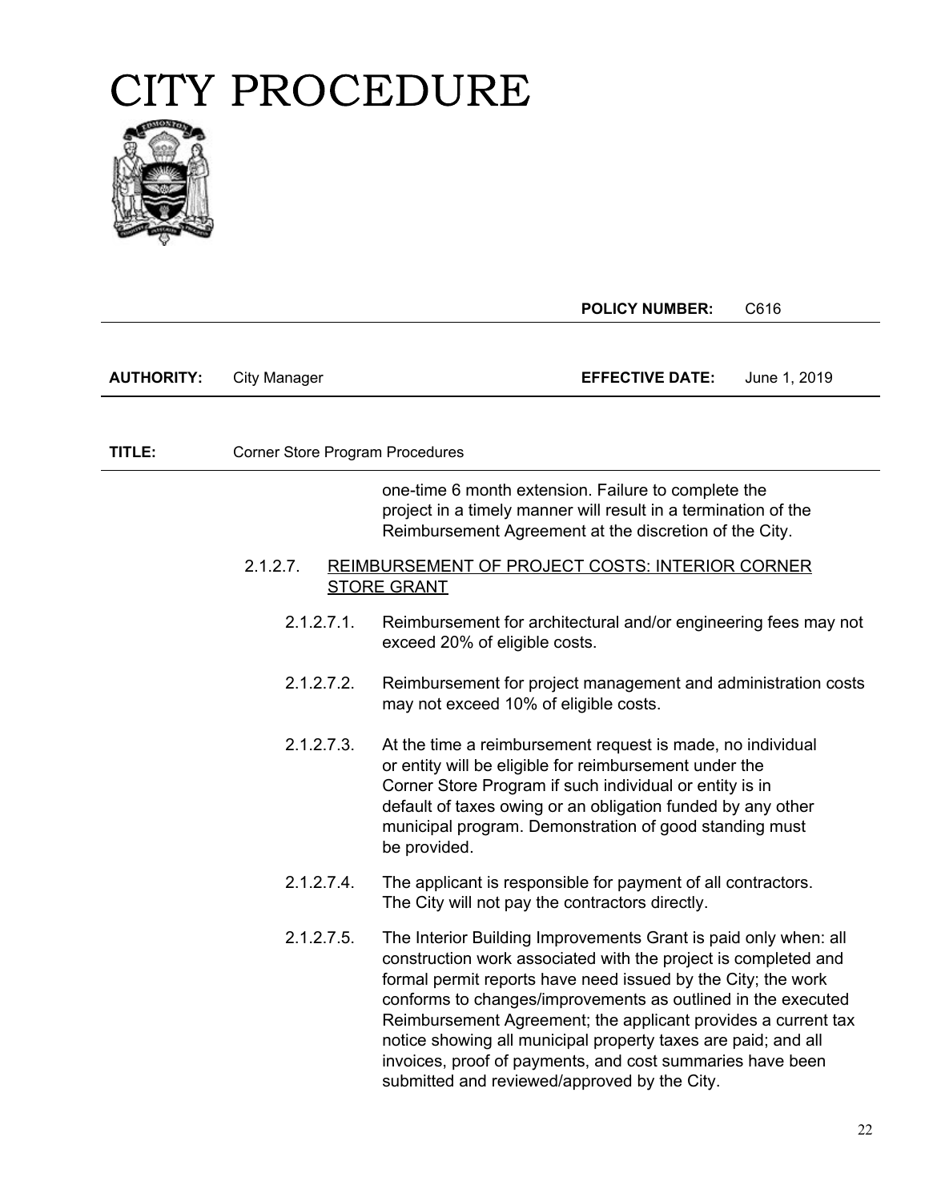one-time 6 month extension. Failure to complete the project in a timely manner will result in a termination of the Reimbursement Agreement at the discretion of the City.

2.1.2.7. <u>REIMBURSEMENT OF PROJECT COSTS: INTERIOR CORNER STORE GRANT</u>

2.1.2.7.1. Reimbursement for architectural and/or engineering fees may not exceed 20% of eligible costs.

2.1.2.7.2. Reimbursement for project management and administration costs may not exceed 10% of eligible costs.

2.1.2.7.3. At the time a reimbursement request is made, no individual or entity will be eligible for reimbursement under the Corner Store Program if such individual or entity is in default of taxes owing or an obligation funded by any other municipal program. Demonstration of good standing must be provided.

2.1.2.7.4. The applicant is responsible for payment of all contractors. The City will not pay the contractors directly.

2.1.2.7.5. The Interior Building Improvements Grant is paid only when: all construction work associated with the project is completed and formal permit reports have need issued by the City; the work conforms to changes/improvements as outlined in the executed Reimbursement Agreement; the applicant provides a current tax notice showing all municipal property taxes are paid; and all invoices, proof of payments, and cost summaries have been submitted and reviewed/approved by the City.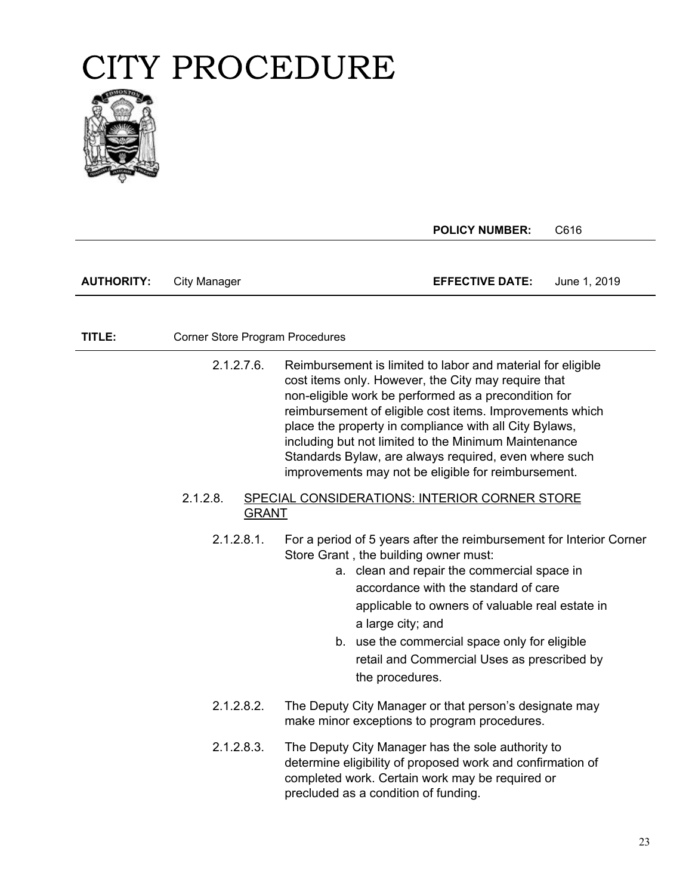# CITY PROCEDURE

| | | | |
|---|---|---|---|
| | | **POLICY NUMBER:** | C616 |
| **AUTHORITY:** | City Manager | **EFFECTIVE DATE:** | June 1, 2019 |

| | |
|---|---|
| **TITLE:** | Corner Store Program Procedures |

2.1.2.7.6. Reimbursement is limited to labor and material for eligible cost items only. However, the City may require that non-eligible work be performed as a precondition for reimbursement of eligible cost items. Improvements which place the property in compliance with all City Bylaws, including but not limited to the Minimum Maintenance Standards Bylaw, are always required, even where such improvements may not be eligible for reimbursement.

2.1.2.8. <u>SPECIAL CONSIDERATIONS: INTERIOR CORNER STORE GRANT</u>

2.1.2.8.1. For a period of 5 years after the reimbursement for Interior Corner Store Grant , the building owner must:

a. clean and repair the commercial space in accordance with the standard of care applicable to owners of valuable real estate in a large city; and

b. use the commercial space only for eligible retail and Commercial Uses as prescribed by the procedures.

2.1.2.8.2. The Deputy City Manager or that person's designate may make minor exceptions to program procedures.

2.1.2.8.3. The Deputy City Manager has the sole authority to determine eligibility of proposed work and confirmation of completed work. Certain work may be required or precluded as a condition of funding.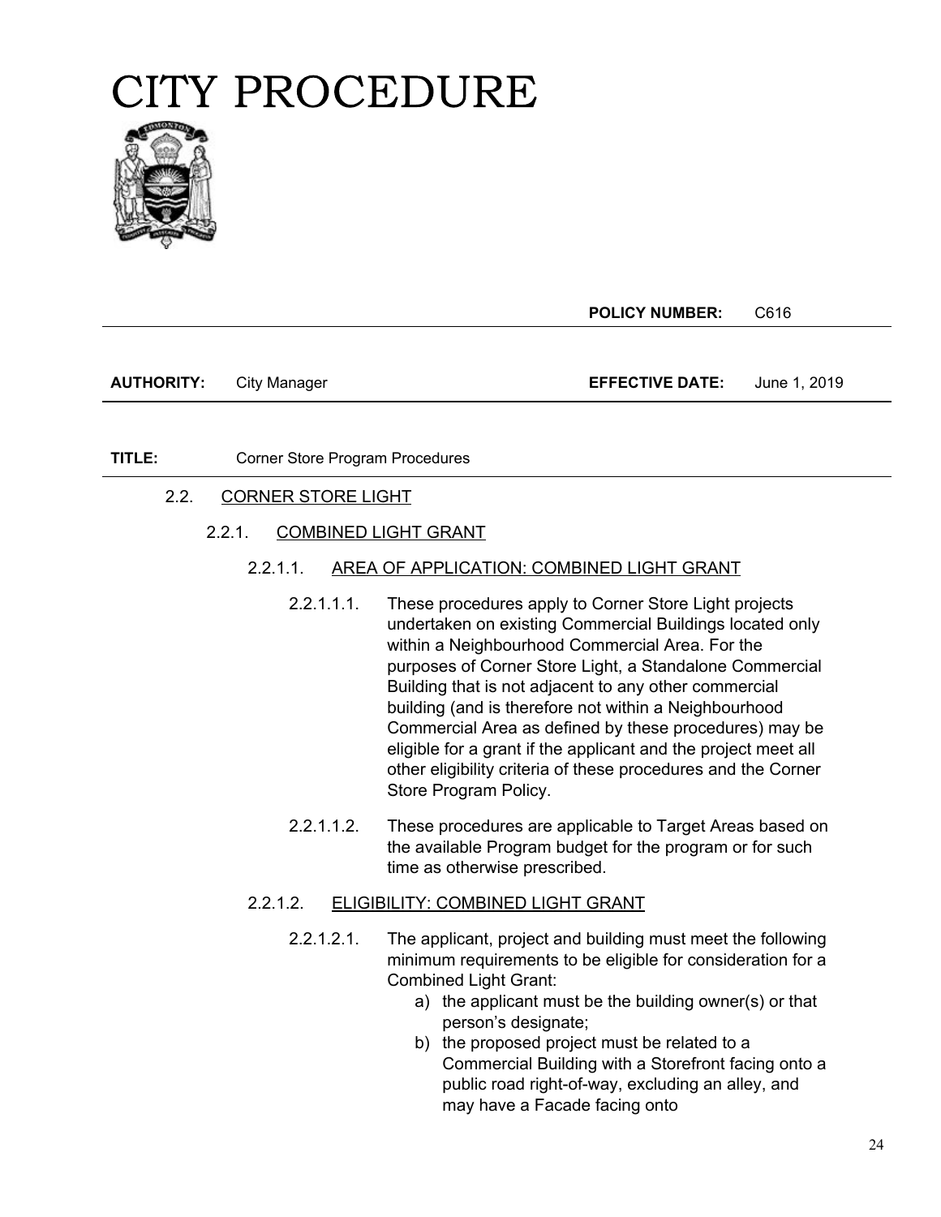# CITY PROCEDURE

| | | **POLICY NUMBER:** | C616 |
|---|---|---|---|
| **AUTHORITY:** | City Manager | **EFFECTIVE DATE:** | June 1, 2019 |

**TITLE:** Corner Store Program Procedures

## 2.2. CORNER STORE LIGHT

### 2.2.1. COMBINED LIGHT GRANT

#### 2.2.1.1. AREA OF APPLICATION: COMBINED LIGHT GRANT

2.2.1.1.1. These procedures apply to Corner Store Light projects undertaken on existing Commercial Buildings located only within a Neighbourhood Commercial Area. For the purposes of Corner Store Light, a Standalone Commercial Building that is not adjacent to any other commercial building (and is therefore not within a Neighbourhood Commercial Area as defined by these procedures) may be eligible for a grant if the applicant and the project meet all other eligibility criteria of these procedures and the Corner Store Program Policy.

2.2.1.1.2. These procedures are applicable to Target Areas based on the available Program budget for the program or for such time as otherwise prescribed.

#### 2.2.1.2. ELIGIBILITY: COMBINED LIGHT GRANT

2.2.1.2.1. The applicant, project and building must meet the following minimum requirements to be eligible for consideration for a Combined Light Grant:

a) the applicant must be the building owner(s) or that person's designate;
b) the proposed project must be related to a Commercial Building with a Storefront facing onto a public road right-of-way, excluding an alley, and may have a Facade facing onto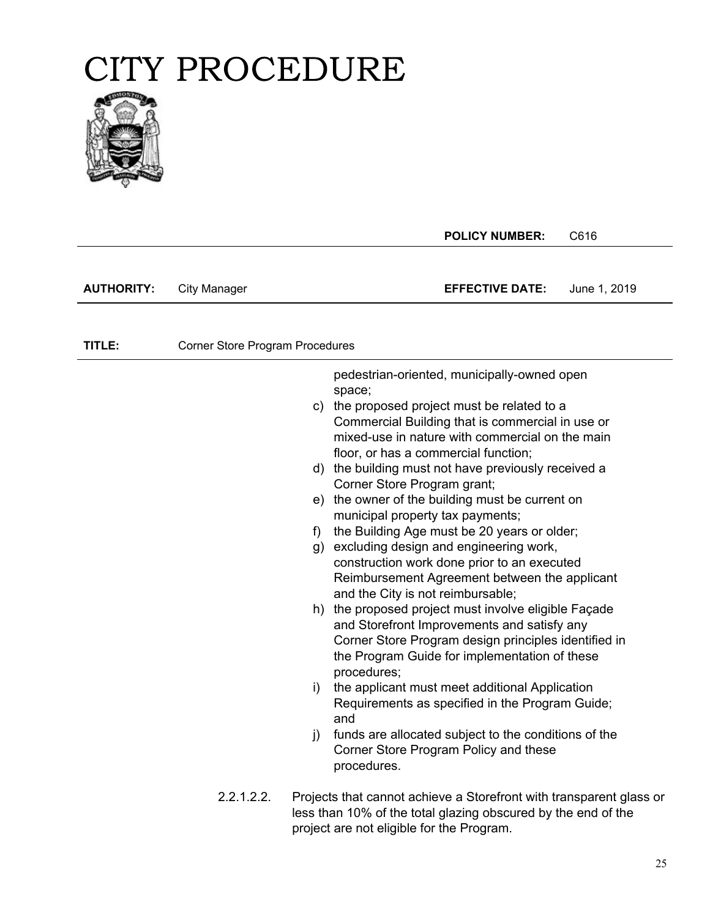pedestrian-oriented, municipally-owned open space;

c) the proposed project must be related to a Commercial Building that is commercial in use or mixed-use in nature with commercial on the main floor, or has a commercial function;
d) the building must not have previously received a Corner Store Program grant;
e) the owner of the building must be current on municipal property tax payments;
f) the Building Age must be 20 years or older;
g) excluding design and engineering work, construction work done prior to an executed Reimbursement Agreement between the applicant and the City is not reimbursable;
h) the proposed project must involve eligible Façade and Storefront Improvements and satisfy any Corner Store Program design principles identified in the Program Guide for implementation of these procedures;
i) the applicant must meet additional Application Requirements as specified in the Program Guide; and
j) funds are allocated subject to the conditions of the Corner Store Program Policy and these procedures.

2.2.1.2.2. Projects that cannot achieve a Storefront with transparent glass or less than 10% of the total glazing obscured by the end of the project are not eligible for the Program.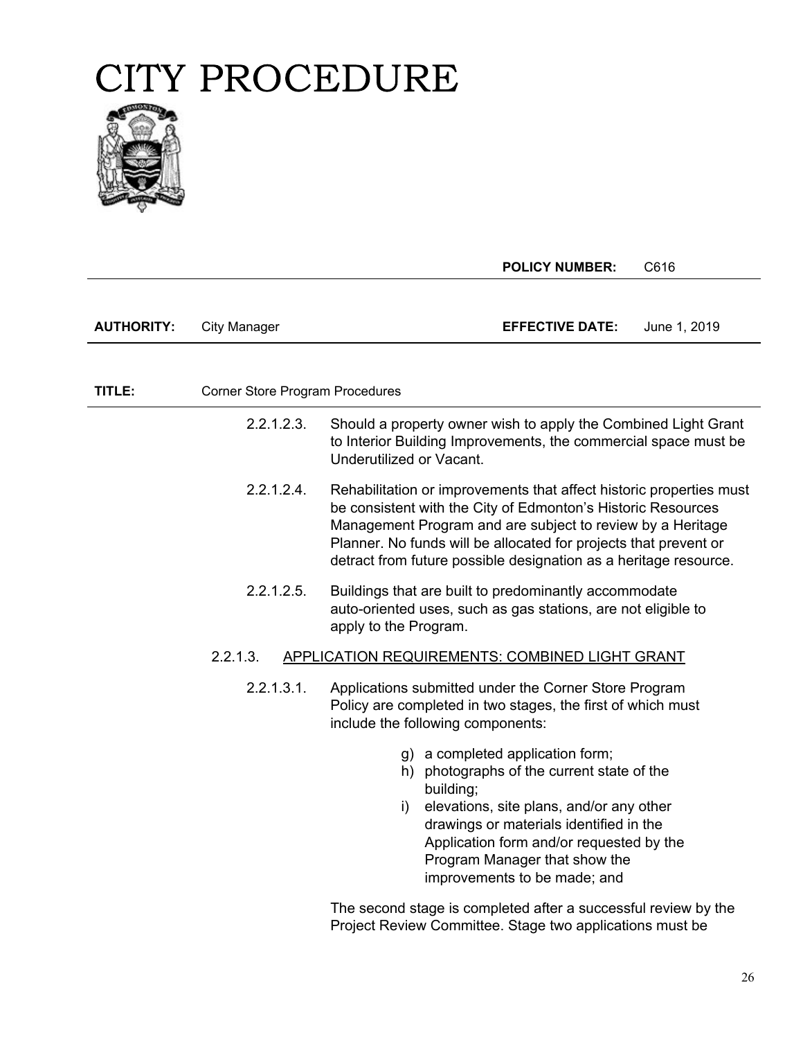# CITY PROCEDURE

| | | | |
|---|---|---|---|
| | | **POLICY NUMBER:** | C616 |
| **AUTHORITY:** | City Manager | **EFFECTIVE DATE:** | June 1, 2019 |
| **TITLE:** | Corner Store Program Procedures | | |

2.2.1.2.3. Should a property owner wish to apply the Combined Light Grant to Interior Building Improvements, the commercial space must be Underutilized or Vacant.

2.2.1.2.4. Rehabilitation or improvements that affect historic properties must be consistent with the City of Edmonton's Historic Resources Management Program and are subject to review by a Heritage Planner. No funds will be allocated for projects that prevent or detract from future possible designation as a heritage resource.

2.2.1.2.5. Buildings that are built to predominantly accommodate auto-oriented uses, such as gas stations, are not eligible to apply to the Program.

2.2.1.3. APPLICATION REQUIREMENTS: COMBINED LIGHT GRANT

2.2.1.3.1. Applications submitted under the Corner Store Program Policy are completed in two stages, the first of which must include the following components:

g) a completed application form;
h) photographs of the current state of the building;
i) elevations, site plans, and/or any other drawings or materials identified in the Application form and/or requested by the Program Manager that show the improvements to be made; and

The second stage is completed after a successful review by the Project Review Committee. Stage two applications must be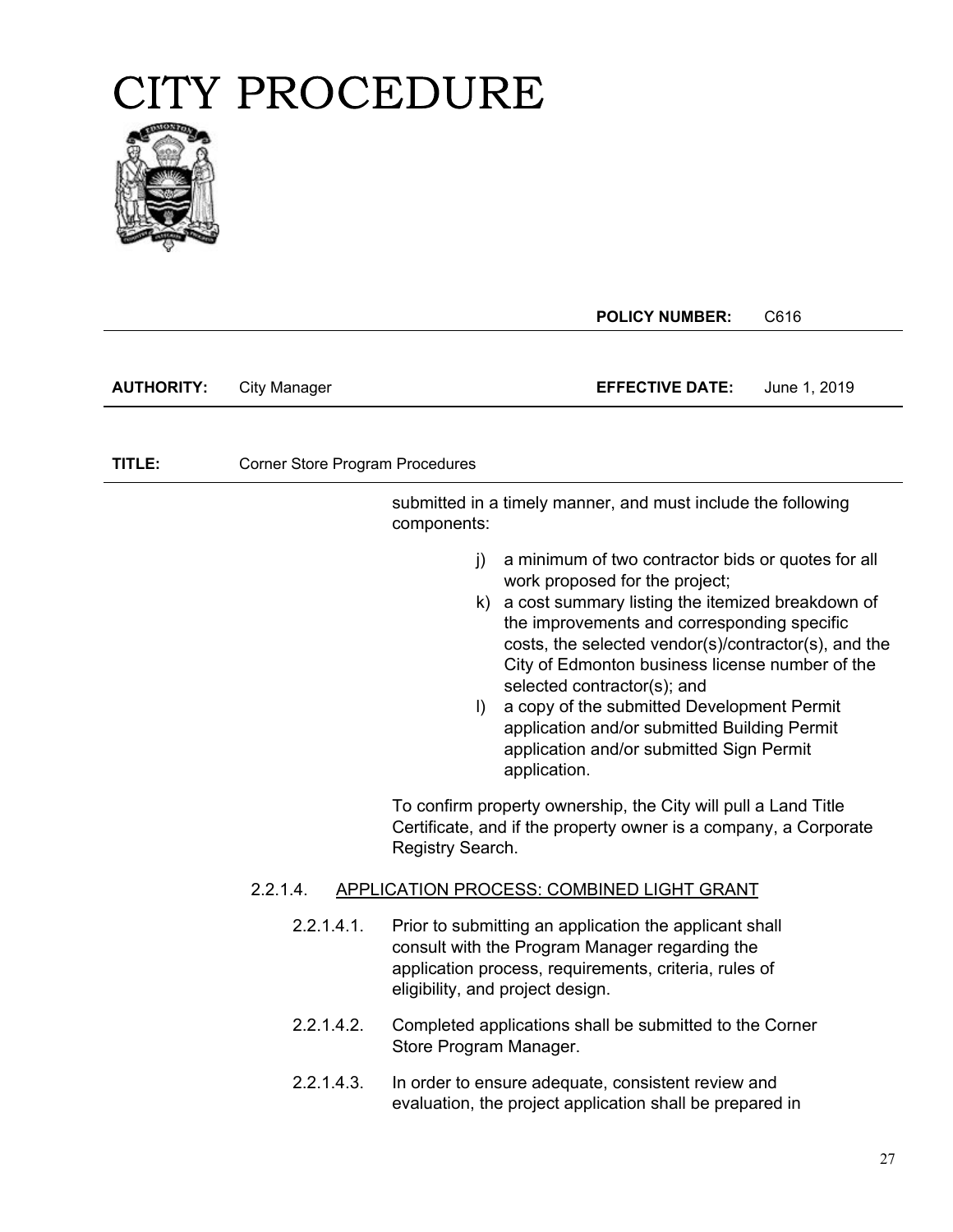# CITY PROCEDURE

**POLICY NUMBER:** C616

**AUTHORITY:** City Manager **EFFECTIVE DATE:** June 1, 2019

**TITLE:** Corner Store Program Procedures

submitted in a timely manner, and must include the following components:

j) a minimum of two contractor bids or quotes for all work proposed for the project;

k) a cost summary listing the itemized breakdown of the improvements and corresponding specific costs, the selected vendor(s)/contractor(s), and the City of Edmonton business license number of the selected contractor(s); and

l) a copy of the submitted Development Permit application and/or submitted Building Permit application and/or submitted Sign Permit application.

To confirm property ownership, the City will pull a Land Title Certificate, and if the property owner is a company, a Corporate Registry Search.

2.2.1.4. APPLICATION PROCESS: COMBINED LIGHT GRANT

2.2.1.4.1. Prior to submitting an application the applicant shall consult with the Program Manager regarding the application process, requirements, criteria, rules of eligibility, and project design.

2.2.1.4.2. Completed applications shall be submitted to the Corner Store Program Manager.

2.2.1.4.3. In order to ensure adequate, consistent review and evaluation, the project application shall be prepared in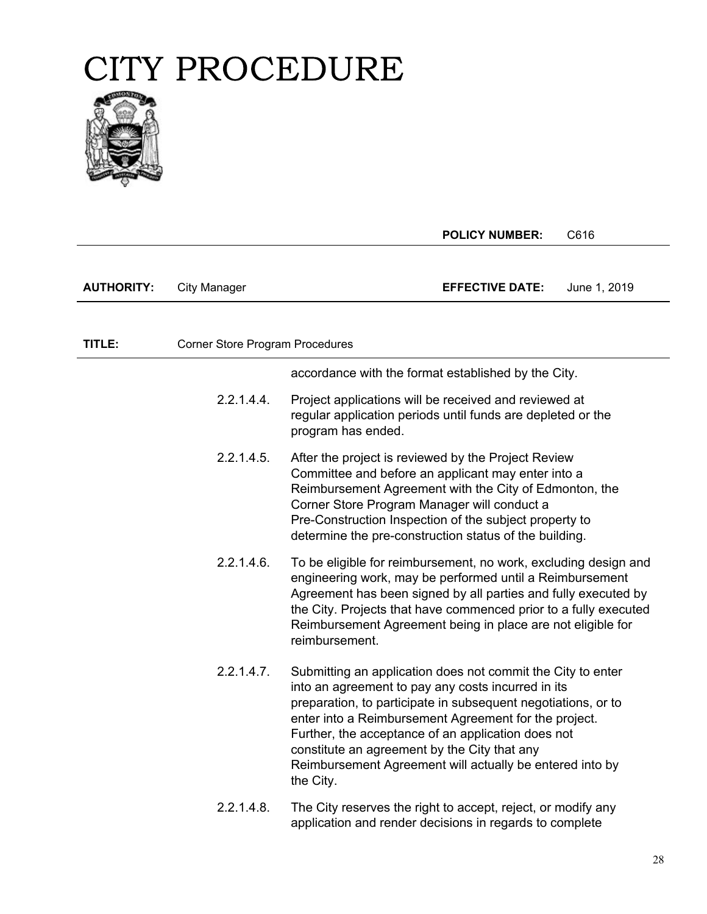# CITY PROCEDURE

| | | **POLICY NUMBER:** | C616 |
|---|---|---|---|
| **AUTHORITY:** | City Manager | **EFFECTIVE DATE:** | June 1, 2019 |
| **TITLE:** | Corner Store Program Procedures | | |

accordance with the format established by the City.

2.2.1.4.4. Project applications will be received and reviewed at regular application periods until funds are depleted or the program has ended.

2.2.1.4.5. After the project is reviewed by the Project Review Committee and before an applicant may enter into a Reimbursement Agreement with the City of Edmonton, the Corner Store Program Manager will conduct a Pre-Construction Inspection of the subject property to determine the pre-construction status of the building.

2.2.1.4.6. To be eligible for reimbursement, no work, excluding design and engineering work, may be performed until a Reimbursement Agreement has been signed by all parties and fully executed by the City. Projects that have commenced prior to a fully executed Reimbursement Agreement being in place are not eligible for reimbursement.

2.2.1.4.7. Submitting an application does not commit the City to enter into an agreement to pay any costs incurred in its preparation, to participate in subsequent negotiations, or to enter into a Reimbursement Agreement for the project. Further, the acceptance of an application does not constitute an agreement by the City that any Reimbursement Agreement will actually be entered into by the City.

2.2.1.4.8. The City reserves the right to accept, reject, or modify any application and render decisions in regards to complete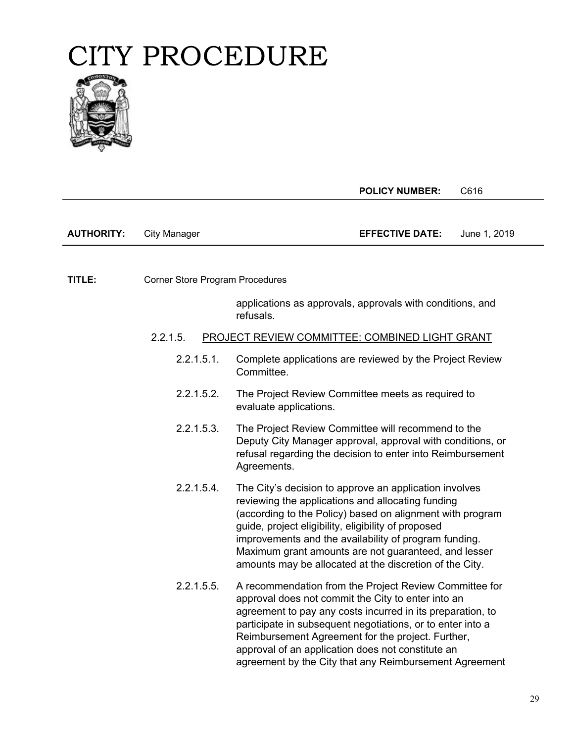# CITY PROCEDURE

| | | **POLICY NUMBER:** | C616 |
|---|---|---|---|
| **AUTHORITY:** | City Manager | **EFFECTIVE DATE:** | June 1, 2019 |

**TITLE:** Corner Store Program Procedures

applications as approvals, approvals with conditions, and refusals.

2.2.1.5. PROJECT REVIEW COMMITTEE: COMBINED LIGHT GRANT

2.2.1.5.1. Complete applications are reviewed by the Project Review Committee.

2.2.1.5.2. The Project Review Committee meets as required to evaluate applications.

2.2.1.5.3. The Project Review Committee will recommend to the Deputy City Manager approval, approval with conditions, or refusal regarding the decision to enter into Reimbursement Agreements.

2.2.1.5.4. The City's decision to approve an application involves reviewing the applications and allocating funding (according to the Policy) based on alignment with program guide, project eligibility, eligibility of proposed improvements and the availability of program funding. Maximum grant amounts are not guaranteed, and lesser amounts may be allocated at the discretion of the City.

2.2.1.5.5. A recommendation from the Project Review Committee for approval does not commit the City to enter into an agreement to pay any costs incurred in its preparation, to participate in subsequent negotiations, or to enter into a Reimbursement Agreement for the project. Further, approval of an application does not constitute an agreement by the City that any Reimbursement Agreement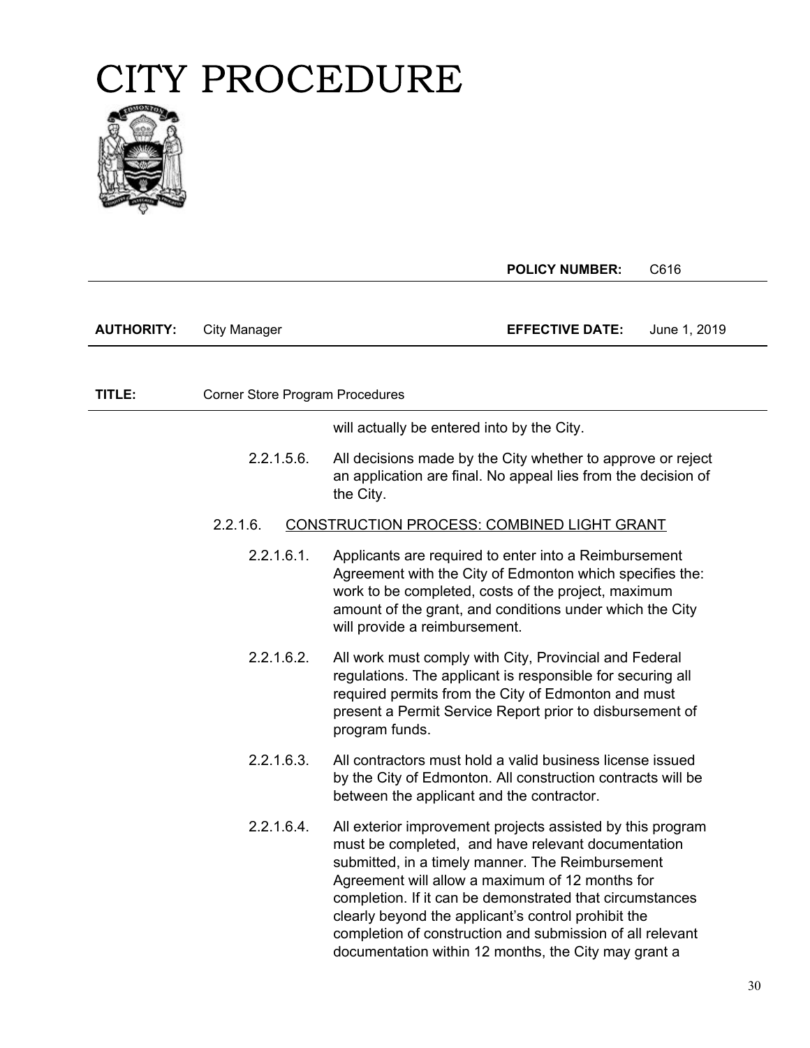will actually be entered into by the City.

2.2.1.5.6. All decisions made by the City whether to approve or reject an application are final. No appeal lies from the decision of the City.

2.2.1.6. <u>CONSTRUCTION PROCESS: COMBINED LIGHT GRANT</u>

2.2.1.6.1. Applicants are required to enter into a Reimbursement Agreement with the City of Edmonton which specifies the: work to be completed, costs of the project, maximum amount of the grant, and conditions under which the City will provide a reimbursement.

2.2.1.6.2. All work must comply with City, Provincial and Federal regulations. The applicant is responsible for securing all required permits from the City of Edmonton and must present a Permit Service Report prior to disbursement of program funds.

2.2.1.6.3. All contractors must hold a valid business license issued by the City of Edmonton. All construction contracts will be between the applicant and the contractor.

2.2.1.6.4. All exterior improvement projects assisted by this program must be completed, and have relevant documentation submitted, in a timely manner. The Reimbursement Agreement will allow a maximum of 12 months for completion. If it can be demonstrated that circumstances clearly beyond the applicant's control prohibit the completion of construction and submission of all relevant documentation within 12 months, the City may grant a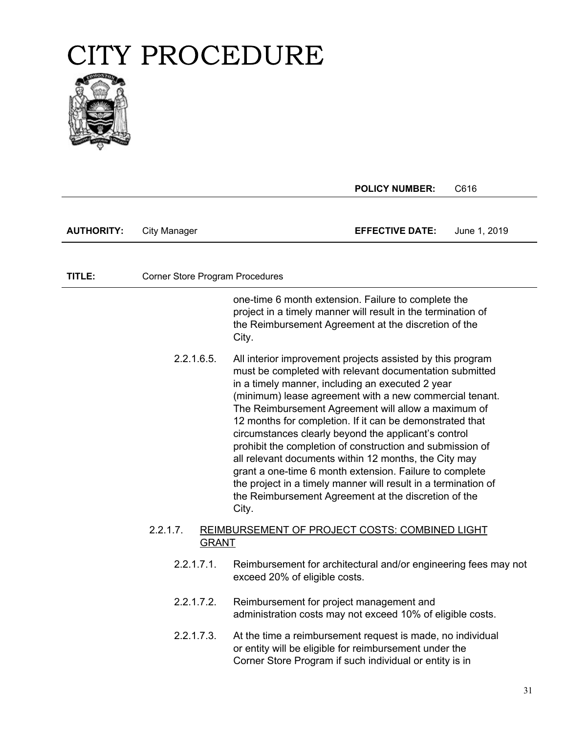one-time 6 month extension. Failure to complete the project in a timely manner will result in the termination of the Reimbursement Agreement at the discretion of the City.

2.2.1.6.5. All interior improvement projects assisted by this program must be completed with relevant documentation submitted in a timely manner, including an executed 2 year (minimum) lease agreement with a new commercial tenant. The Reimbursement Agreement will allow a maximum of 12 months for completion. If it can be demonstrated that circumstances clearly beyond the applicant's control prohibit the completion of construction and submission of all relevant documents within 12 months, the City may grant a one-time 6 month extension. Failure to complete the project in a timely manner will result in a termination of the Reimbursement Agreement at the discretion of the City.

2.2.1.7. <u>REIMBURSEMENT OF PROJECT COSTS: COMBINED LIGHT GRANT</u>

2.2.1.7.1. Reimbursement for architectural and/or engineering fees may not exceed 20% of eligible costs.

2.2.1.7.2. Reimbursement for project management and administration costs may not exceed 10% of eligible costs.

2.2.1.7.3. At the time a reimbursement request is made, no individual or entity will be eligible for reimbursement under the Corner Store Program if such individual or entity is in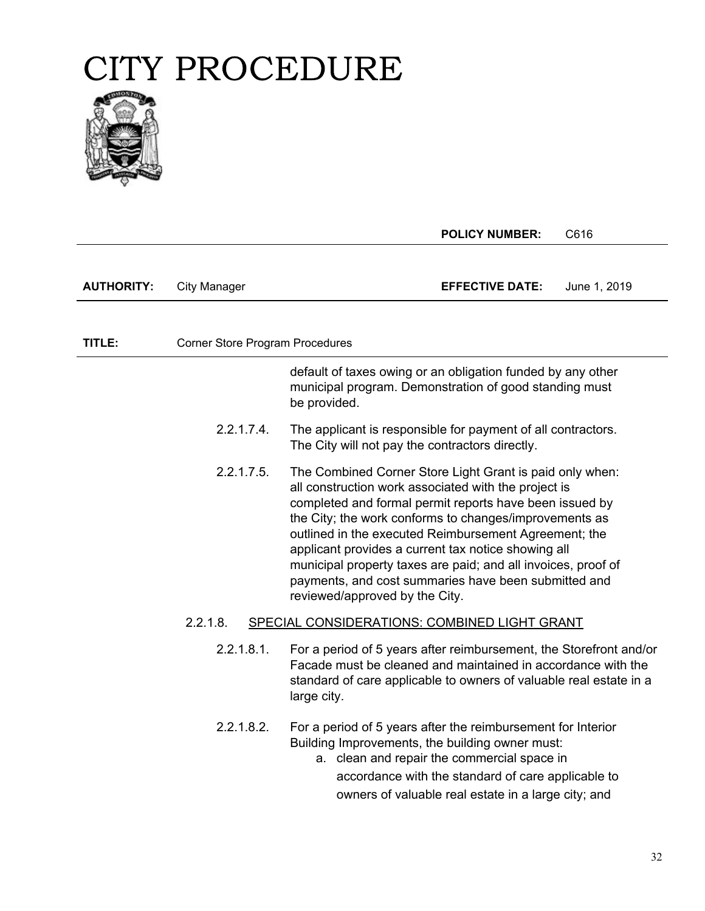default of taxes owing or an obligation funded by any other municipal program. Demonstration of good standing must be provided.

2.2.1.7.4. The applicant is responsible for payment of all contractors. The City will not pay the contractors directly.

2.2.1.7.5. The Combined Corner Store Light Grant is paid only when: all construction work associated with the project is completed and formal permit reports have been issued by the City; the work conforms to changes/improvements as outlined in the executed Reimbursement Agreement; the applicant provides a current tax notice showing all municipal property taxes are paid; and all invoices, proof of payments, and cost summaries have been submitted and reviewed/approved by the City.

2.2.1.8. <u>SPECIAL CONSIDERATIONS: COMBINED LIGHT GRANT</u>

2.2.1.8.1. For a period of 5 years after reimbursement, the Storefront and/or Facade must be cleaned and maintained in accordance with the standard of care applicable to owners of valuable real estate in a large city.

2.2.1.8.2. For a period of 5 years after the reimbursement for Interior Building Improvements, the building owner must:

a. clean and repair the commercial space in accordance with the standard of care applicable to owners of valuable real estate in a large city; and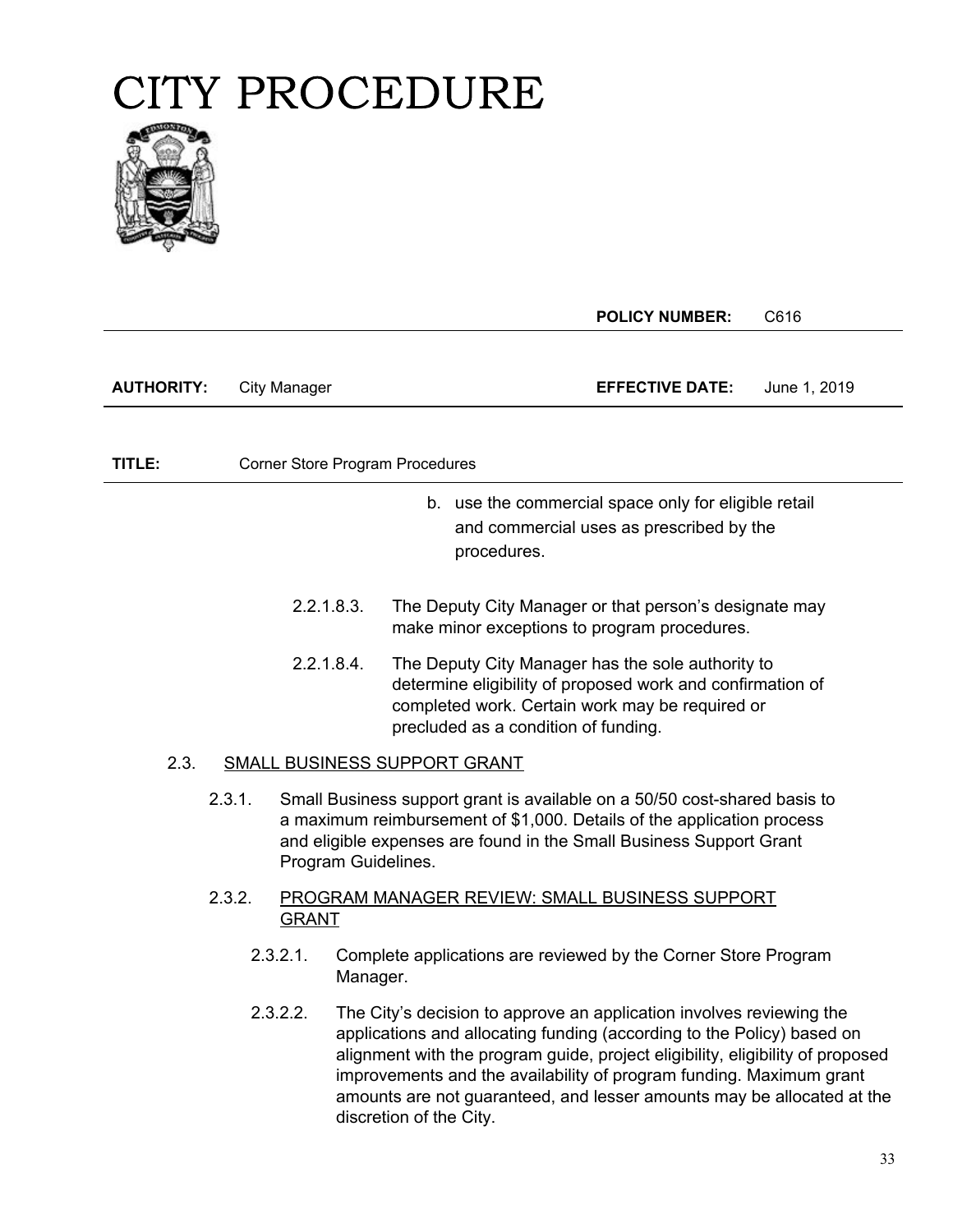b. use the commercial space only for eligible retail and commercial uses as prescribed by the procedures.

2.2.1.8.3. The Deputy City Manager or that person's designate may make minor exceptions to program procedures.

2.2.1.8.4. The Deputy City Manager has the sole authority to determine eligibility of proposed work and confirmation of completed work. Certain work may be required or precluded as a condition of funding.

2.3. SMALL BUSINESS SUPPORT GRANT

2.3.1. Small Business support grant is available on a 50/50 cost-shared basis to a maximum reimbursement of $1,000. Details of the application process and eligible expenses are found in the Small Business Support Grant Program Guidelines.

2.3.2. PROGRAM MANAGER REVIEW: SMALL BUSINESS SUPPORT GRANT

2.3.2.1. Complete applications are reviewed by the Corner Store Program Manager.

2.3.2.2. The City's decision to approve an application involves reviewing the applications and allocating funding (according to the Policy) based on alignment with the program guide, project eligibility, eligibility of proposed improvements and the availability of program funding. Maximum grant amounts are not guaranteed, and lesser amounts may be allocated at the discretion of the City.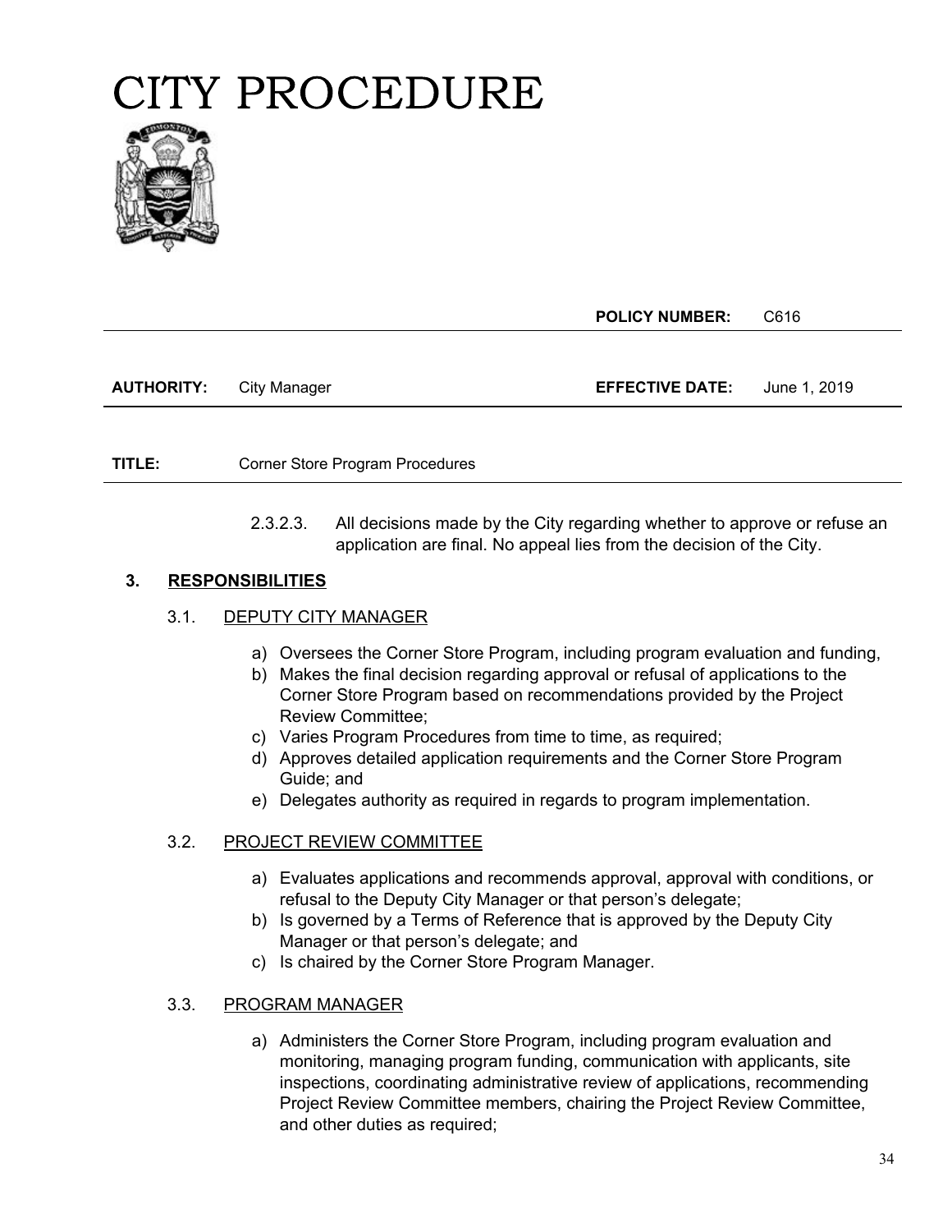# CITY PROCEDURE

| | | **POLICY NUMBER:** | C616 |
|---|---|---|---|
| **AUTHORITY:** | City Manager | **EFFECTIVE DATE:** | June 1, 2019 |

**TITLE:** Corner Store Program Procedures

2.3.2.3. All decisions made by the City regarding whether to approve or refuse an application are final. No appeal lies from the decision of the City.

## 3. RESPONSIBILITIES

### 3.1. DEPUTY CITY MANAGER

a) Oversees the Corner Store Program, including program evaluation and funding,
b) Makes the final decision regarding approval or refusal of applications to the Corner Store Program based on recommendations provided by the Project Review Committee;
c) Varies Program Procedures from time to time, as required;
d) Approves detailed application requirements and the Corner Store Program Guide; and
e) Delegates authority as required in regards to program implementation.

### 3.2. PROJECT REVIEW COMMITTEE

a) Evaluates applications and recommends approval, approval with conditions, or refusal to the Deputy City Manager or that person's delegate;
b) Is governed by a Terms of Reference that is approved by the Deputy City Manager or that person's delegate; and
c) Is chaired by the Corner Store Program Manager.

### 3.3. PROGRAM MANAGER

a) Administers the Corner Store Program, including program evaluation and monitoring, managing program funding, communication with applicants, site inspections, coordinating administrative review of applications, recommending Project Review Committee members, chairing the Project Review Committee, and other duties as required;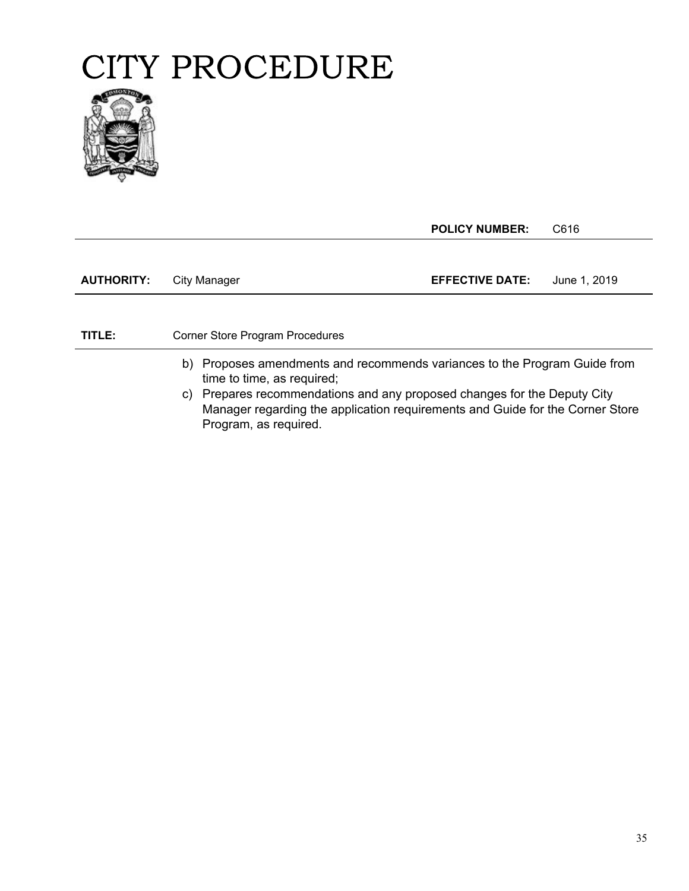# CITY PROCEDURE

| | | | |
|---|---|---|---|
| | | **POLICY NUMBER:** | C616 |
| **AUTHORITY:** | City Manager | **EFFECTIVE DATE:** | June 1, 2019 |
| **TITLE:** | Corner Store Program Procedures | | |

b) Proposes amendments and recommends variances to the Program Guide from time to time, as required;

c) Prepares recommendations and any proposed changes for the Deputy City Manager regarding the application requirements and Guide for the Corner Store Program, as required.